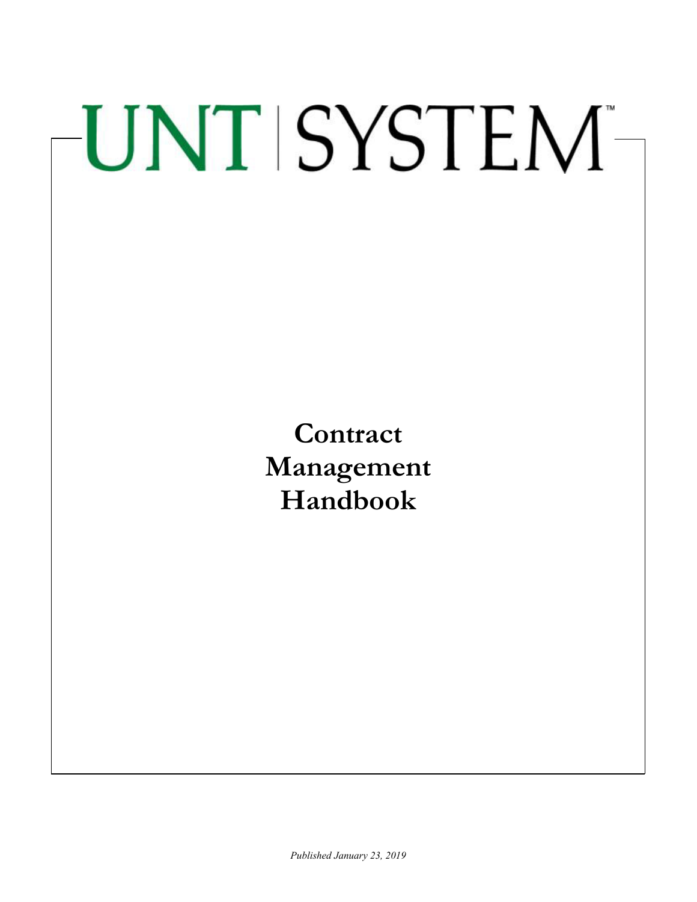# UNT | SYSTEM™

# Contract Management Handbook

*Published January 23, 2019*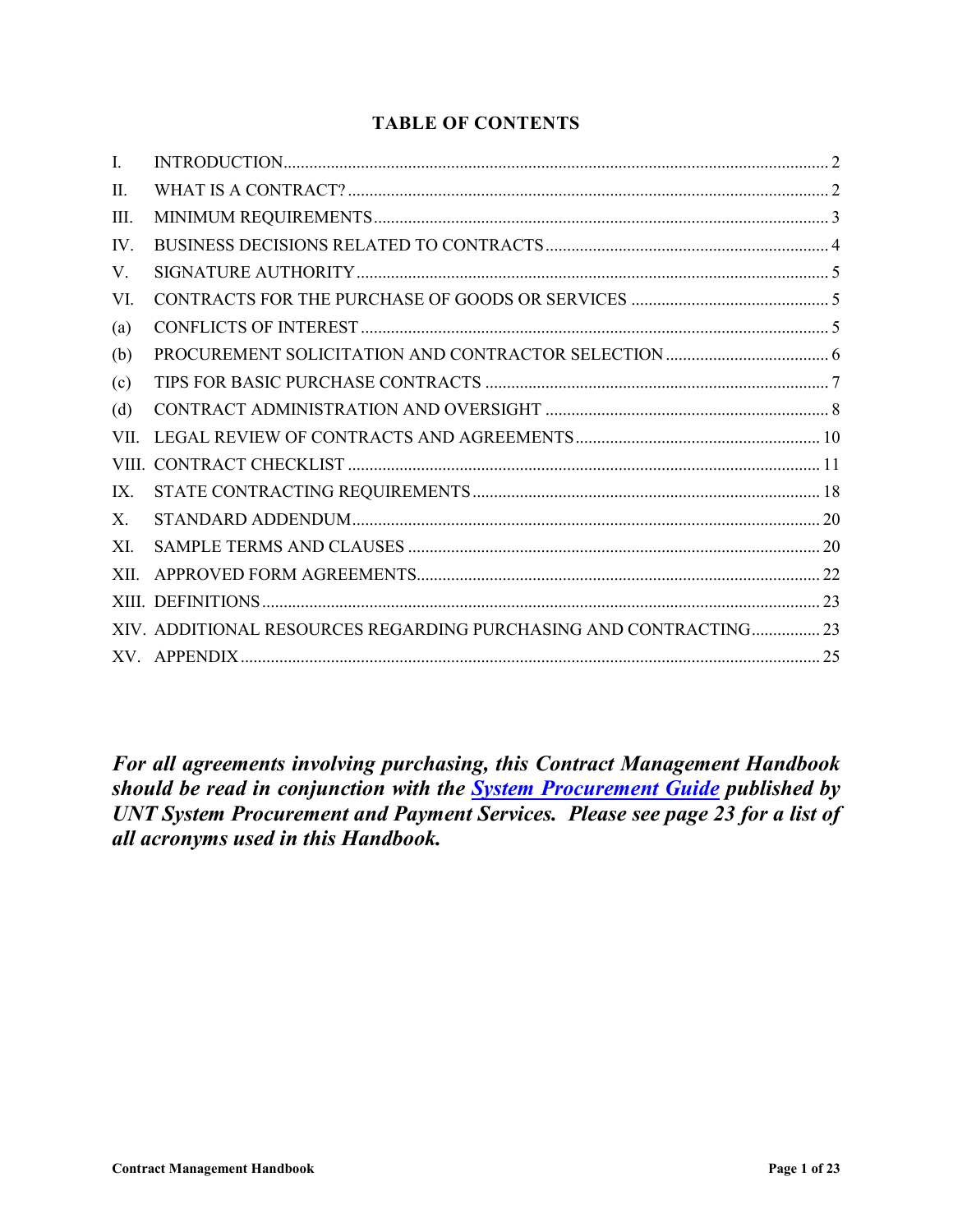# TABLE OF CONTENTS

| | | |
|---|---|---|
| I. | INTRODUCTION | 2 |
| II. | WHAT IS A CONTRACT? | 2 |
| III. | MINIMUM REQUIREMENTS | 3 |
| IV. | BUSINESS DECISIONS RELATED TO CONTRACTS | 4 |
| V. | SIGNATURE AUTHORITY | 5 |
| VI. | CONTRACTS FOR THE PURCHASE OF GOODS OR SERVICES | 5 |
| (a) | CONFLICTS OF INTEREST | 5 |
| (b) | PROCUREMENT SOLICITATION AND CONTRACTOR SELECTION | 6 |
| (c) | TIPS FOR BASIC PURCHASE CONTRACTS | 7 |
| (d) | CONTRACT ADMINISTRATION AND OVERSIGHT | 8 |
| VII. | LEGAL REVIEW OF CONTRACTS AND AGREEMENTS | 10 |
| VIII. | CONTRACT CHECKLIST | 11 |
| IX. | STATE CONTRACTING REQUIREMENTS | 18 |
| X. | STANDARD ADDENDUM | 20 |
| XI. | SAMPLE TERMS AND CLAUSES | 20 |
| XII. | APPROVED FORM AGREEMENTS | 22 |
| XIII. | DEFINITIONS | 23 |
| XIV. | ADDITIONAL RESOURCES REGARDING PURCHASING AND CONTRACTING | 23 |
| XV. | APPENDIX | 25 |

***For all agreements involving purchasing, this Contract Management Handbook should be read in conjunction with the System Procurement Guide published by UNT System Procurement and Payment Services. Please see page 23 for a list of all acronyms used in this Handbook.***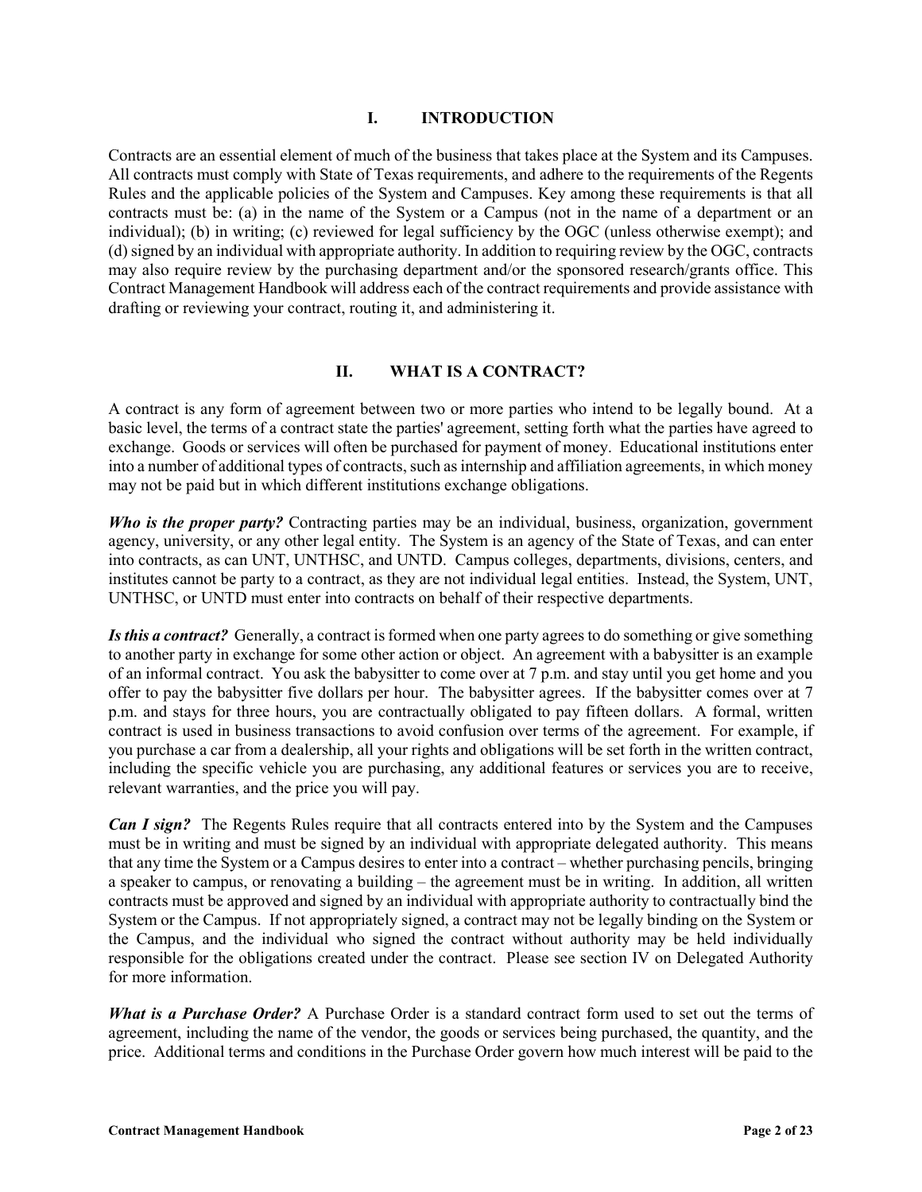## I. INTRODUCTION

Contracts are an essential element of much of the business that takes place at the System and its Campuses. All contracts must comply with State of Texas requirements, and adhere to the requirements of the Regents Rules and the applicable policies of the System and Campuses. Key among these requirements is that all contracts must be: (a) in the name of the System or a Campus (not in the name of a department or an individual); (b) in writing; (c) reviewed for legal sufficiency by the OGC (unless otherwise exempt); and (d) signed by an individual with appropriate authority. In addition to requiring review by the OGC, contracts may also require review by the purchasing department and/or the sponsored research/grants office. This Contract Management Handbook will address each of the contract requirements and provide assistance with drafting or reviewing your contract, routing it, and administering it.

## II. WHAT IS A CONTRACT?

A contract is any form of agreement between two or more parties who intend to be legally bound. At a basic level, the terms of a contract state the parties' agreement, setting forth what the parties have agreed to exchange. Goods or services will often be purchased for payment of money. Educational institutions enter into a number of additional types of contracts, such as internship and affiliation agreements, in which money may not be paid but in which different institutions exchange obligations.

***Who is the proper party?*** Contracting parties may be an individual, business, organization, government agency, university, or any other legal entity. The System is an agency of the State of Texas, and can enter into contracts, as can UNT, UNTHSC, and UNTD. Campus colleges, departments, divisions, centers, and institutes cannot be party to a contract, as they are not individual legal entities. Instead, the System, UNT, UNTHSC, or UNTD must enter into contracts on behalf of their respective departments.

***Is this a contract?*** Generally, a contract is formed when one party agrees to do something or give something to another party in exchange for some other action or object. An agreement with a babysitter is an example of an informal contract. You ask the babysitter to come over at 7 p.m. and stay until you get home and you offer to pay the babysitter five dollars per hour. The babysitter agrees. If the babysitter comes over at 7 p.m. and stays for three hours, you are contractually obligated to pay fifteen dollars. A formal, written contract is used in business transactions to avoid confusion over terms of the agreement. For example, if you purchase a car from a dealership, all your rights and obligations will be set forth in the written contract, including the specific vehicle you are purchasing, any additional features or services you are to receive, relevant warranties, and the price you will pay.

***Can I sign?*** The Regents Rules require that all contracts entered into by the System and the Campuses must be in writing and must be signed by an individual with appropriate delegated authority. This means that any time the System or a Campus desires to enter into a contract – whether purchasing pencils, bringing a speaker to campus, or renovating a building – the agreement must be in writing. In addition, all written contracts must be approved and signed by an individual with appropriate authority to contractually bind the System or the Campus. If not appropriately signed, a contract may not be legally binding on the System or the Campus, and the individual who signed the contract without authority may be held individually responsible for the obligations created under the contract. Please see section IV on Delegated Authority for more information.

***What is a Purchase Order?*** A Purchase Order is a standard contract form used to set out the terms of agreement, including the name of the vendor, the goods or services being purchased, the quantity, and the price. Additional terms and conditions in the Purchase Order govern how much interest will be paid to the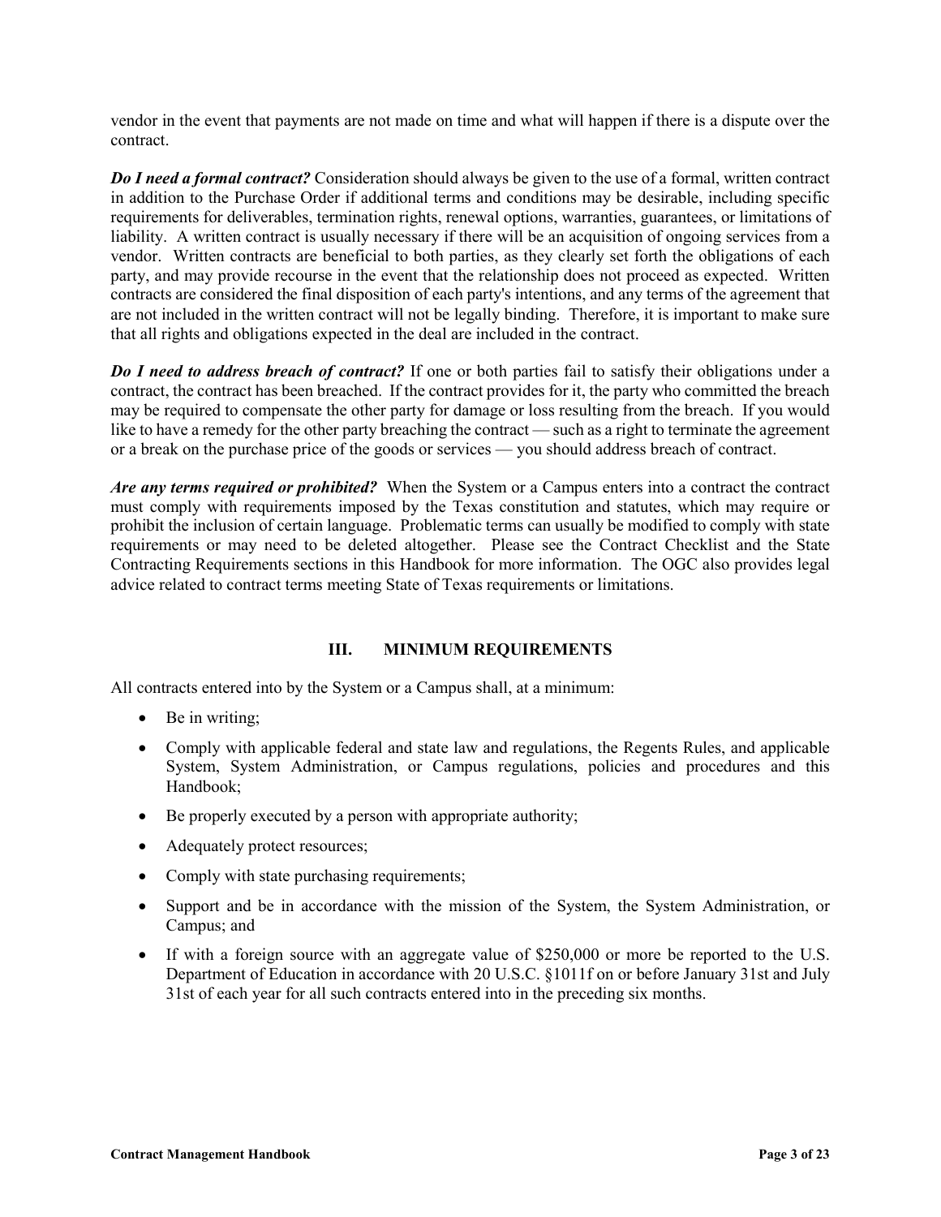vendor in the event that payments are not made on time and what will happen if there is a dispute over the contract.

***Do I need a formal contract?*** Consideration should always be given to the use of a formal, written contract in addition to the Purchase Order if additional terms and conditions may be desirable, including specific requirements for deliverables, termination rights, renewal options, warranties, guarantees, or limitations of liability. A written contract is usually necessary if there will be an acquisition of ongoing services from a vendor. Written contracts are beneficial to both parties, as they clearly set forth the obligations of each party, and may provide recourse in the event that the relationship does not proceed as expected. Written contracts are considered the final disposition of each party's intentions, and any terms of the agreement that are not included in the written contract will not be legally binding. Therefore, it is important to make sure that all rights and obligations expected in the deal are included in the contract.

***Do I need to address breach of contract?*** If one or both parties fail to satisfy their obligations under a contract, the contract has been breached. If the contract provides for it, the party who committed the breach may be required to compensate the other party for damage or loss resulting from the breach. If you would like to have a remedy for the other party breaching the contract — such as a right to terminate the agreement or a break on the purchase price of the goods or services — you should address breach of contract.

***Are any terms required or prohibited?*** When the System or a Campus enters into a contract the contract must comply with requirements imposed by the Texas constitution and statutes, which may require or prohibit the inclusion of certain language. Problematic terms can usually be modified to comply with state requirements or may need to be deleted altogether. Please see the Contract Checklist and the State Contracting Requirements sections in this Handbook for more information. The OGC also provides legal advice related to contract terms meeting State of Texas requirements or limitations.

## III. MINIMUM REQUIREMENTS

All contracts entered into by the System or a Campus shall, at a minimum:

- Be in writing;
- Comply with applicable federal and state law and regulations, the Regents Rules, and applicable System, System Administration, or Campus regulations, policies and procedures and this Handbook;
- Be properly executed by a person with appropriate authority;
- Adequately protect resources;
- Comply with state purchasing requirements;
- Support and be in accordance with the mission of the System, the System Administration, or Campus; and
- If with a foreign source with an aggregate value of $250,000 or more be reported to the U.S. Department of Education in accordance with 20 U.S.C. §1011f on or before January 31st and July 31st of each year for all such contracts entered into in the preceding six months.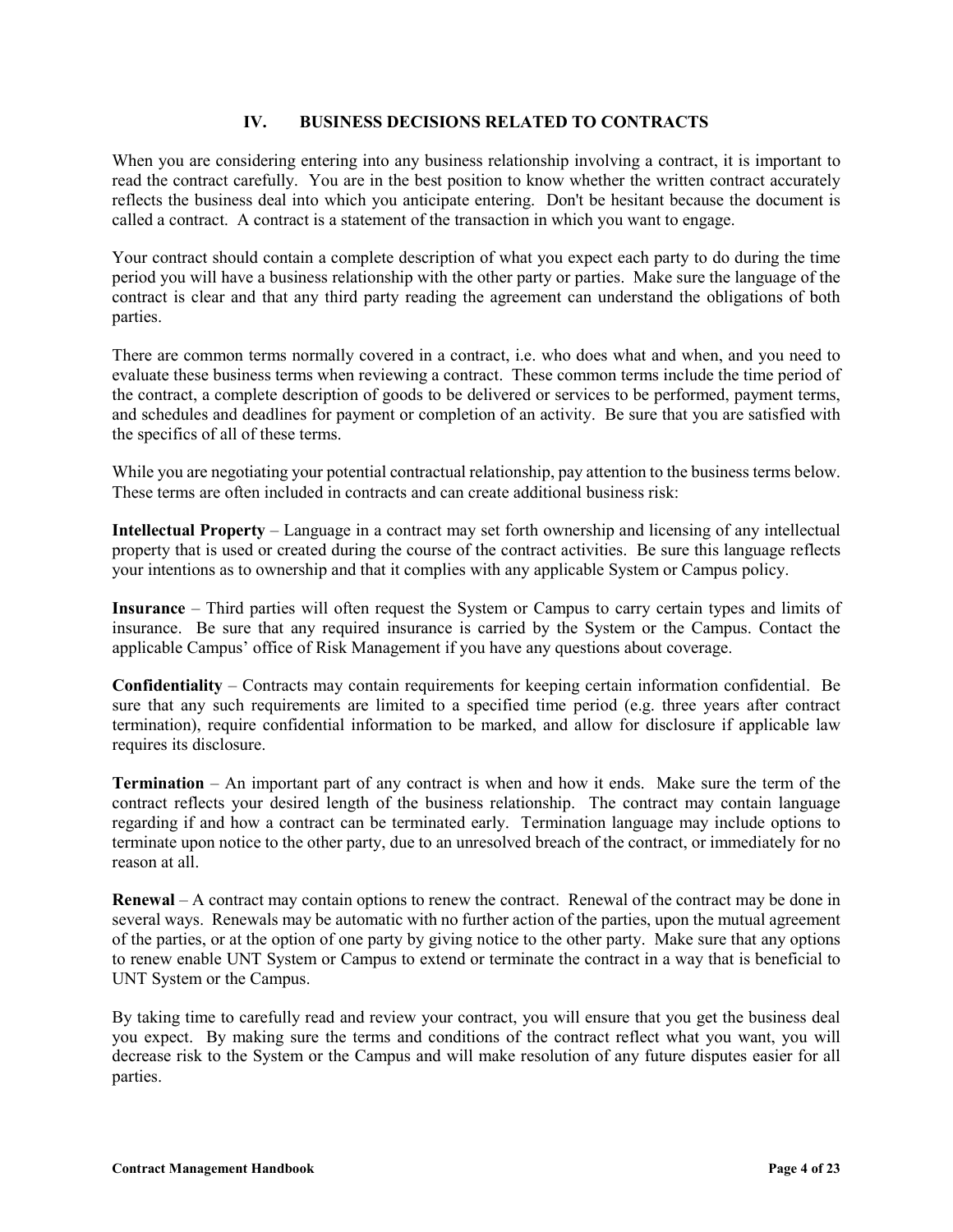## IV. BUSINESS DECISIONS RELATED TO CONTRACTS

When you are considering entering into any business relationship involving a contract, it is important to read the contract carefully. You are in the best position to know whether the written contract accurately reflects the business deal into which you anticipate entering. Don't be hesitant because the document is called a contract. A contract is a statement of the transaction in which you want to engage.

Your contract should contain a complete description of what you expect each party to do during the time period you will have a business relationship with the other party or parties. Make sure the language of the contract is clear and that any third party reading the agreement can understand the obligations of both parties.

There are common terms normally covered in a contract, i.e. who does what and when, and you need to evaluate these business terms when reviewing a contract. These common terms include the time period of the contract, a complete description of goods to be delivered or services to be performed, payment terms, and schedules and deadlines for payment or completion of an activity. Be sure that you are satisfied with the specifics of all of these terms.

While you are negotiating your potential contractual relationship, pay attention to the business terms below. These terms are often included in contracts and can create additional business risk:

**Intellectual Property** – Language in a contract may set forth ownership and licensing of any intellectual property that is used or created during the course of the contract activities. Be sure this language reflects your intentions as to ownership and that it complies with any applicable System or Campus policy.

**Insurance** – Third parties will often request the System or Campus to carry certain types and limits of insurance. Be sure that any required insurance is carried by the System or the Campus. Contact the applicable Campus' office of Risk Management if you have any questions about coverage.

**Confidentiality** – Contracts may contain requirements for keeping certain information confidential. Be sure that any such requirements are limited to a specified time period (e.g. three years after contract termination), require confidential information to be marked, and allow for disclosure if applicable law requires its disclosure.

**Termination** – An important part of any contract is when and how it ends. Make sure the term of the contract reflects your desired length of the business relationship. The contract may contain language regarding if and how a contract can be terminated early. Termination language may include options to terminate upon notice to the other party, due to an unresolved breach of the contract, or immediately for no reason at all.

**Renewal** – A contract may contain options to renew the contract. Renewal of the contract may be done in several ways. Renewals may be automatic with no further action of the parties, upon the mutual agreement of the parties, or at the option of one party by giving notice to the other party. Make sure that any options to renew enable UNT System or Campus to extend or terminate the contract in a way that is beneficial to UNT System or the Campus.

By taking time to carefully read and review your contract, you will ensure that you get the business deal you expect. By making sure the terms and conditions of the contract reflect what you want, you will decrease risk to the System or the Campus and will make resolution of any future disputes easier for all parties.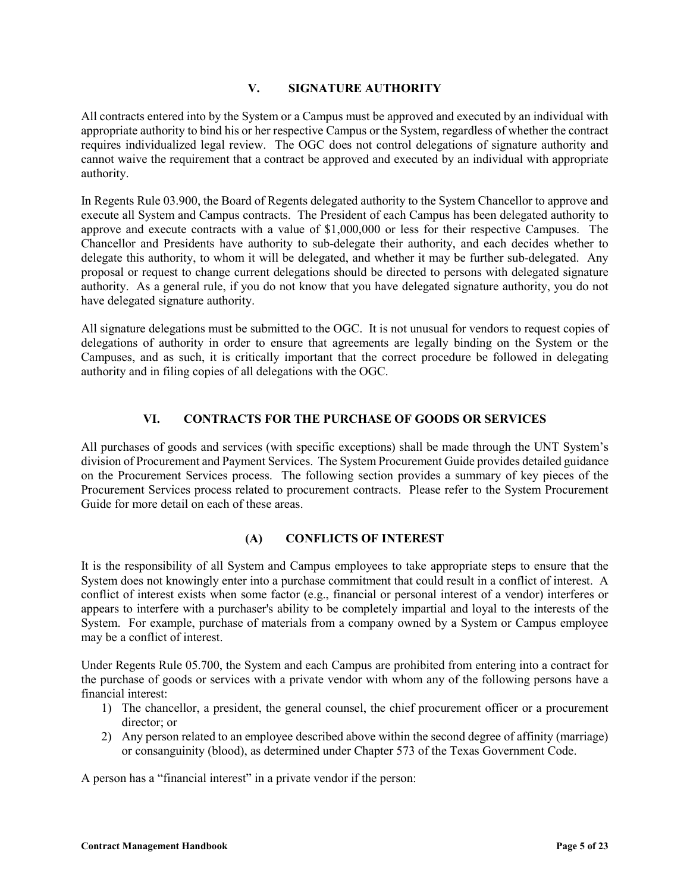## V. SIGNATURE AUTHORITY

All contracts entered into by the System or a Campus must be approved and executed by an individual with appropriate authority to bind his or her respective Campus or the System, regardless of whether the contract requires individualized legal review. The OGC does not control delegations of signature authority and cannot waive the requirement that a contract be approved and executed by an individual with appropriate authority.

In Regents Rule 03.900, the Board of Regents delegated authority to the System Chancellor to approve and execute all System and Campus contracts. The President of each Campus has been delegated authority to approve and execute contracts with a value of $1,000,000 or less for their respective Campuses. The Chancellor and Presidents have authority to sub-delegate their authority, and each decides whether to delegate this authority, to whom it will be delegated, and whether it may be further sub-delegated. Any proposal or request to change current delegations should be directed to persons with delegated signature authority. As a general rule, if you do not know that you have delegated signature authority, you do not have delegated signature authority.

All signature delegations must be submitted to the OGC. It is not unusual for vendors to request copies of delegations of authority in order to ensure that agreements are legally binding on the System or the Campuses, and as such, it is critically important that the correct procedure be followed in delegating authority and in filing copies of all delegations with the OGC.

## VI. CONTRACTS FOR THE PURCHASE OF GOODS OR SERVICES

All purchases of goods and services (with specific exceptions) shall be made through the UNT System's division of Procurement and Payment Services. The System Procurement Guide provides detailed guidance on the Procurement Services process. The following section provides a summary of key pieces of the Procurement Services process related to procurement contracts. Please refer to the System Procurement Guide for more detail on each of these areas.

### (A) CONFLICTS OF INTEREST

It is the responsibility of all System and Campus employees to take appropriate steps to ensure that the System does not knowingly enter into a purchase commitment that could result in a conflict of interest. A conflict of interest exists when some factor (e.g., financial or personal interest of a vendor) interferes or appears to interfere with a purchaser's ability to be completely impartial and loyal to the interests of the System. For example, purchase of materials from a company owned by a System or Campus employee may be a conflict of interest.

Under Regents Rule 05.700, the System and each Campus are prohibited from entering into a contract for the purchase of goods or services with a private vendor with whom any of the following persons have a financial interest:

1) The chancellor, a president, the general counsel, the chief procurement officer or a procurement director; or
2) Any person related to an employee described above within the second degree of affinity (marriage) or consanguinity (blood), as determined under Chapter 573 of the Texas Government Code.

A person has a "financial interest" in a private vendor if the person: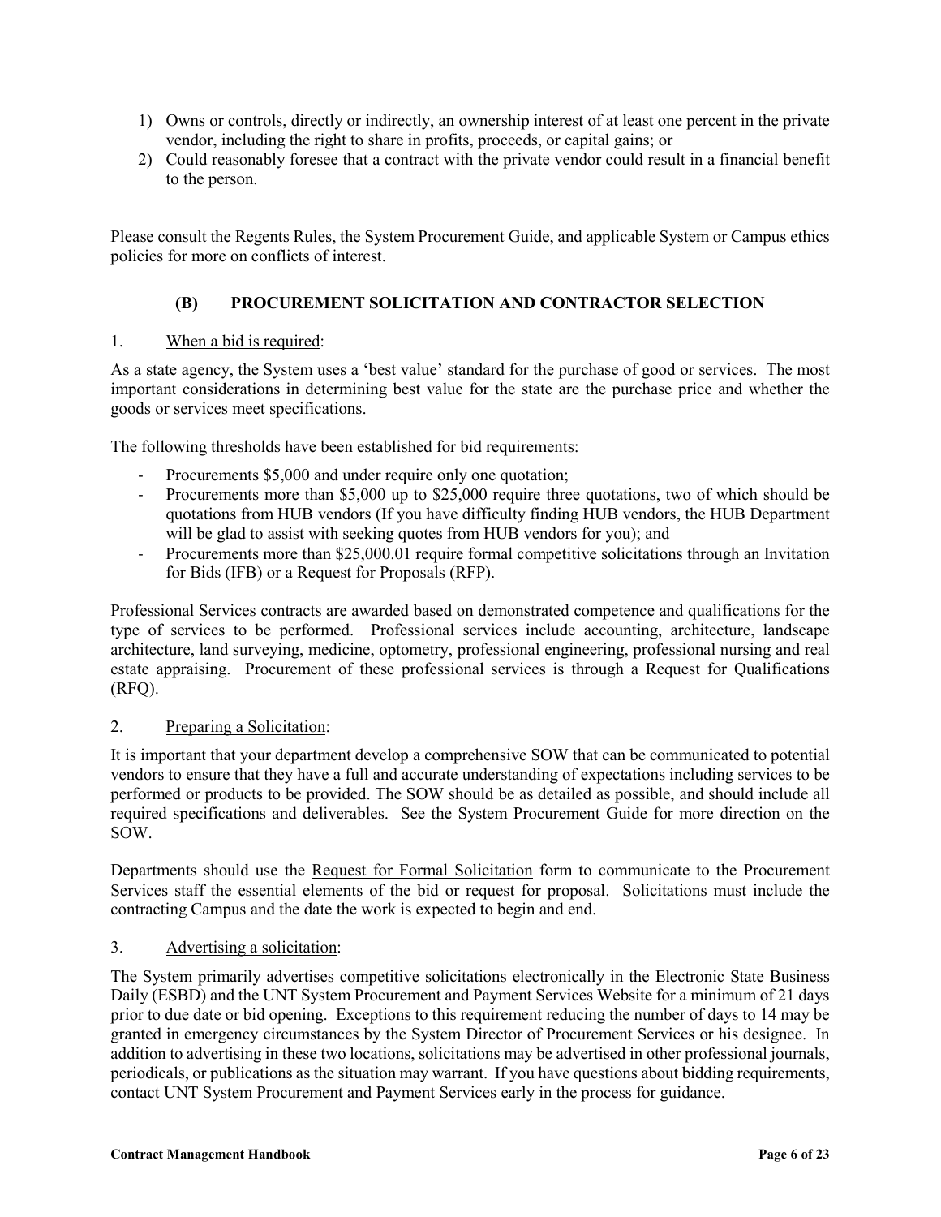1) Owns or controls, directly or indirectly, an ownership interest of at least one percent in the private vendor, including the right to share in profits, proceeds, or capital gains; or
2) Could reasonably foresee that a contract with the private vendor could result in a financial benefit to the person.

Please consult the Regents Rules, the System Procurement Guide, and applicable System or Campus ethics policies for more on conflicts of interest.

## (B) PROCUREMENT SOLICITATION AND CONTRACTOR SELECTION

1. <u>When a bid is required</u>:

As a state agency, the System uses a 'best value' standard for the purchase of good or services. The most important considerations in determining best value for the state are the purchase price and whether the goods or services meet specifications.

The following thresholds have been established for bid requirements:

- Procurements \$5,000 and under require only one quotation;
- Procurements more than \$5,000 up to \$25,000 require three quotations, two of which should be quotations from HUB vendors (If you have difficulty finding HUB vendors, the HUB Department will be glad to assist with seeking quotes from HUB vendors for you); and
- Procurements more than \$25,000.01 require formal competitive solicitations through an Invitation for Bids (IFB) or a Request for Proposals (RFP).

Professional Services contracts are awarded based on demonstrated competence and qualifications for the type of services to be performed. Professional services include accounting, architecture, landscape architecture, land surveying, medicine, optometry, professional engineering, professional nursing and real estate appraising. Procurement of these professional services is through a Request for Qualifications (RFQ).

2. <u>Preparing a Solicitation</u>:

It is important that your department develop a comprehensive SOW that can be communicated to potential vendors to ensure that they have a full and accurate understanding of expectations including services to be performed or products to be provided. The SOW should be as detailed as possible, and should include all required specifications and deliverables. See the System Procurement Guide for more direction on the SOW.

Departments should use the <u>Request for Formal Solicitation</u> form to communicate to the Procurement Services staff the essential elements of the bid or request for proposal. Solicitations must include the contracting Campus and the date the work is expected to begin and end.

3. <u>Advertising a solicitation</u>:

The System primarily advertises competitive solicitations electronically in the Electronic State Business Daily (ESBD) and the UNT System Procurement and Payment Services Website for a minimum of 21 days prior to due date or bid opening. Exceptions to this requirement reducing the number of days to 14 may be granted in emergency circumstances by the System Director of Procurement Services or his designee. In addition to advertising in these two locations, solicitations may be advertised in other professional journals, periodicals, or publications as the situation may warrant. If you have questions about bidding requirements, contact UNT System Procurement and Payment Services early in the process for guidance.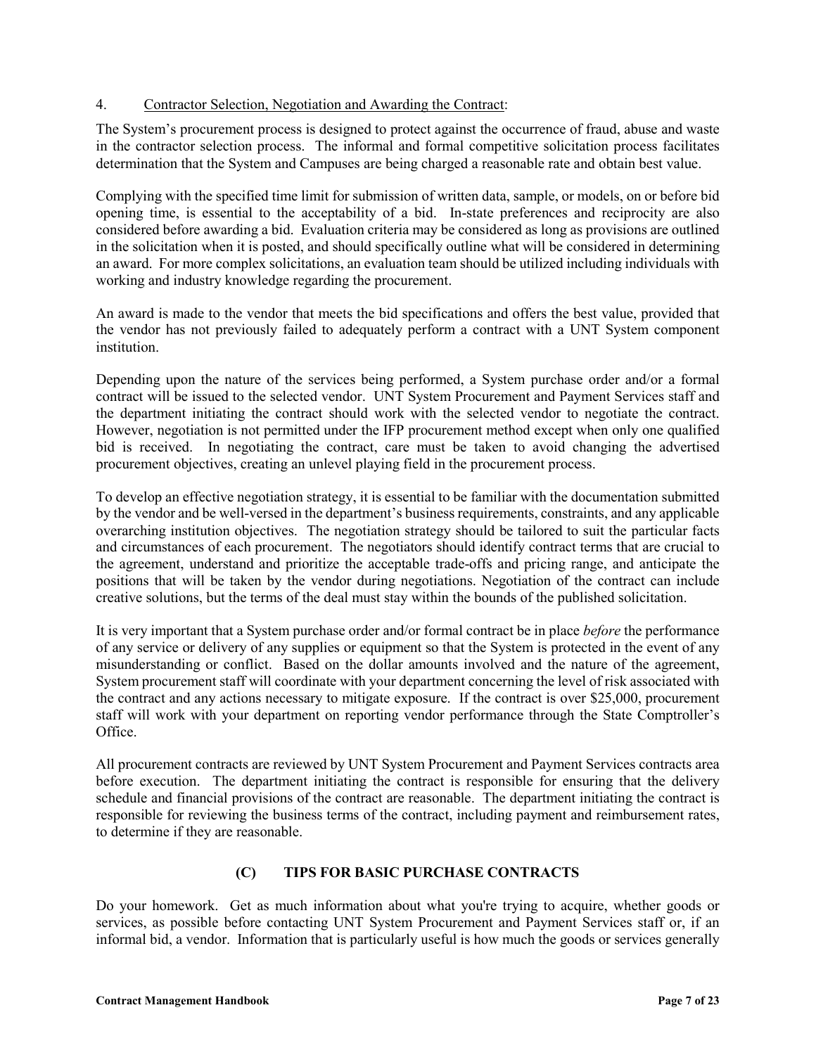4. Contractor Selection, Negotiation and Awarding the Contract:

The System's procurement process is designed to protect against the occurrence of fraud, abuse and waste in the contractor selection process. The informal and formal competitive solicitation process facilitates determination that the System and Campuses are being charged a reasonable rate and obtain best value.

Complying with the specified time limit for submission of written data, sample, or models, on or before bid opening time, is essential to the acceptability of a bid. In-state preferences and reciprocity are also considered before awarding a bid. Evaluation criteria may be considered as long as provisions are outlined in the solicitation when it is posted, and should specifically outline what will be considered in determining an award. For more complex solicitations, an evaluation team should be utilized including individuals with working and industry knowledge regarding the procurement.

An award is made to the vendor that meets the bid specifications and offers the best value, provided that the vendor has not previously failed to adequately perform a contract with a UNT System component institution.

Depending upon the nature of the services being performed, a System purchase order and/or a formal contract will be issued to the selected vendor. UNT System Procurement and Payment Services staff and the department initiating the contract should work with the selected vendor to negotiate the contract. However, negotiation is not permitted under the IFP procurement method except when only one qualified bid is received. In negotiating the contract, care must be taken to avoid changing the advertised procurement objectives, creating an unlevel playing field in the procurement process.

To develop an effective negotiation strategy, it is essential to be familiar with the documentation submitted by the vendor and be well-versed in the department's business requirements, constraints, and any applicable overarching institution objectives. The negotiation strategy should be tailored to suit the particular facts and circumstances of each procurement. The negotiators should identify contract terms that are crucial to the agreement, understand and prioritize the acceptable trade-offs and pricing range, and anticipate the positions that will be taken by the vendor during negotiations. Negotiation of the contract can include creative solutions, but the terms of the deal must stay within the bounds of the published solicitation.

It is very important that a System purchase order and/or formal contract be in place *before* the performance of any service or delivery of any supplies or equipment so that the System is protected in the event of any misunderstanding or conflict. Based on the dollar amounts involved and the nature of the agreement, System procurement staff will coordinate with your department concerning the level of risk associated with the contract and any actions necessary to mitigate exposure. If the contract is over $25,000, procurement staff will work with your department on reporting vendor performance through the State Comptroller's Office.

All procurement contracts are reviewed by UNT System Procurement and Payment Services contracts area before execution. The department initiating the contract is responsible for ensuring that the delivery schedule and financial provisions of the contract are reasonable. The department initiating the contract is responsible for reviewing the business terms of the contract, including payment and reimbursement rates, to determine if they are reasonable.

## (C) TIPS FOR BASIC PURCHASE CONTRACTS

Do your homework. Get as much information about what you're trying to acquire, whether goods or services, as possible before contacting UNT System Procurement and Payment Services staff or, if an informal bid, a vendor. Information that is particularly useful is how much the goods or services generally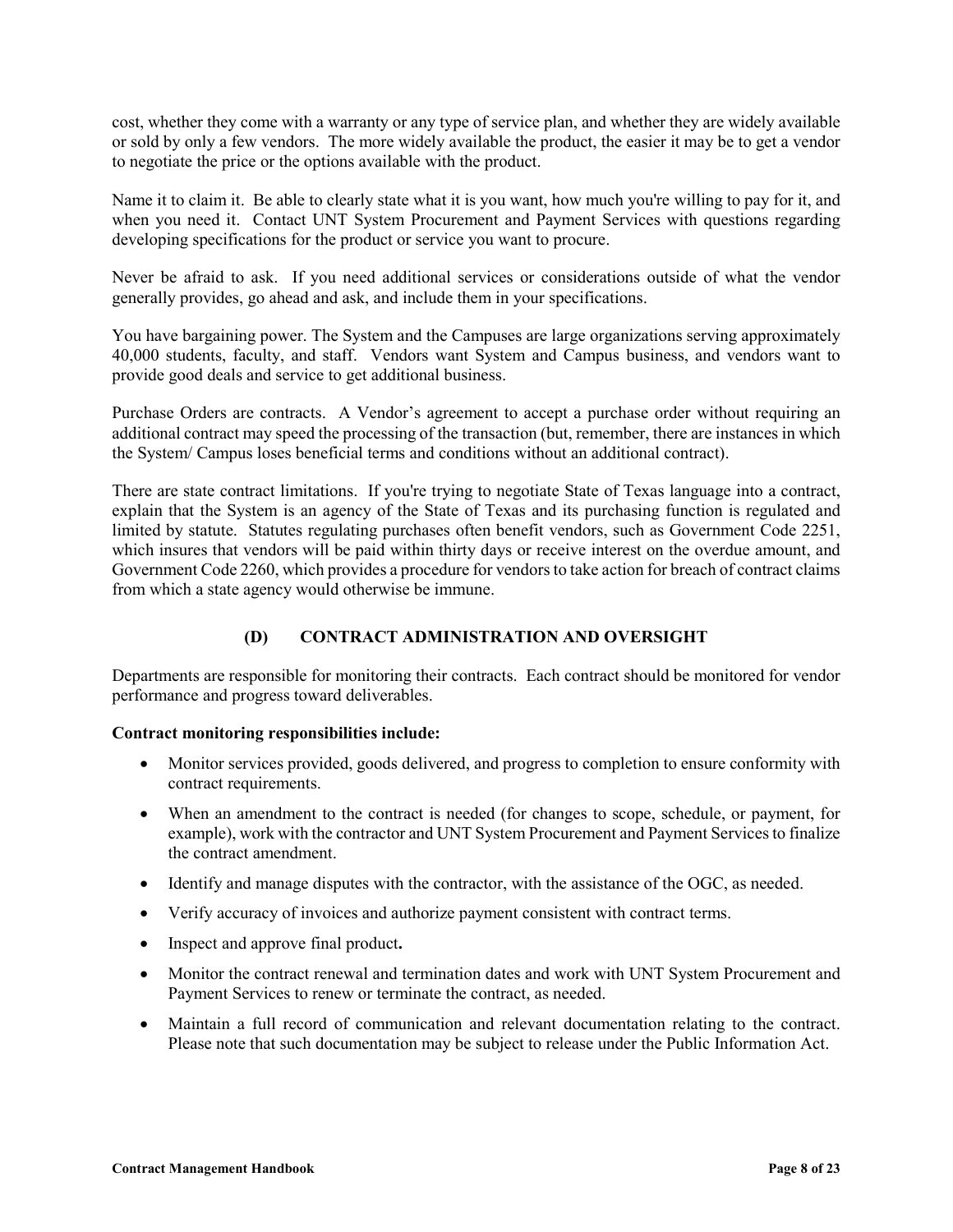cost, whether they come with a warranty or any type of service plan, and whether they are widely available or sold by only a few vendors. The more widely available the product, the easier it may be to get a vendor to negotiate the price or the options available with the product.

Name it to claim it. Be able to clearly state what it is you want, how much you're willing to pay for it, and when you need it. Contact UNT System Procurement and Payment Services with questions regarding developing specifications for the product or service you want to procure.

Never be afraid to ask. If you need additional services or considerations outside of what the vendor generally provides, go ahead and ask, and include them in your specifications.

You have bargaining power. The System and the Campuses are large organizations serving approximately 40,000 students, faculty, and staff. Vendors want System and Campus business, and vendors want to provide good deals and service to get additional business.

Purchase Orders are contracts. A Vendor's agreement to accept a purchase order without requiring an additional contract may speed the processing of the transaction (but, remember, there are instances in which the System/ Campus loses beneficial terms and conditions without an additional contract).

There are state contract limitations. If you're trying to negotiate State of Texas language into a contract, explain that the System is an agency of the State of Texas and its purchasing function is regulated and limited by statute. Statutes regulating purchases often benefit vendors, such as Government Code 2251, which insures that vendors will be paid within thirty days or receive interest on the overdue amount, and Government Code 2260, which provides a procedure for vendors to take action for breach of contract claims from which a state agency would otherwise be immune.

## (D) CONTRACT ADMINISTRATION AND OVERSIGHT

Departments are responsible for monitoring their contracts. Each contract should be monitored for vendor performance and progress toward deliverables.

**Contract monitoring responsibilities include:**

- Monitor services provided, goods delivered, and progress to completion to ensure conformity with contract requirements.
- When an amendment to the contract is needed (for changes to scope, schedule, or payment, for example), work with the contractor and UNT System Procurement and Payment Services to finalize the contract amendment.
- Identify and manage disputes with the contractor, with the assistance of the OGC, as needed.
- Verify accuracy of invoices and authorize payment consistent with contract terms.
- Inspect and approve final product**.**
- Monitor the contract renewal and termination dates and work with UNT System Procurement and Payment Services to renew or terminate the contract, as needed.
- Maintain a full record of communication and relevant documentation relating to the contract. Please note that such documentation may be subject to release under the Public Information Act.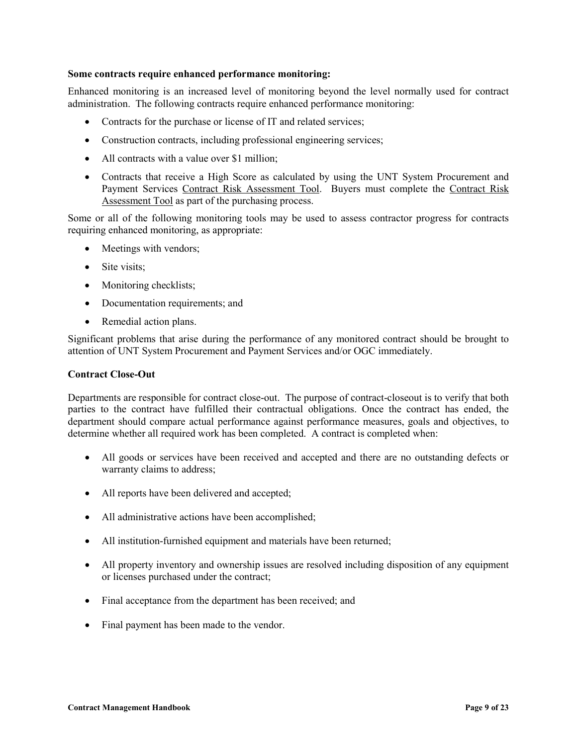**Some contracts require enhanced performance monitoring:**

Enhanced monitoring is an increased level of monitoring beyond the level normally used for contract administration. The following contracts require enhanced performance monitoring:

- Contracts for the purchase or license of IT and related services;
- Construction contracts, including professional engineering services;
- All contracts with a value over $1 million;
- Contracts that receive a High Score as calculated by using the UNT System Procurement and Payment Services Contract Risk Assessment Tool. Buyers must complete the Contract Risk Assessment Tool as part of the purchasing process.

Some or all of the following monitoring tools may be used to assess contractor progress for contracts requiring enhanced monitoring, as appropriate:

- Meetings with vendors;
- Site visits;
- Monitoring checklists;
- Documentation requirements; and
- Remedial action plans.

Significant problems that arise during the performance of any monitored contract should be brought to attention of UNT System Procurement and Payment Services and/or OGC immediately.

**Contract Close-Out**

Departments are responsible for contract close-out. The purpose of contract-closeout is to verify that both parties to the contract have fulfilled their contractual obligations. Once the contract has ended, the department should compare actual performance against performance measures, goals and objectives, to determine whether all required work has been completed. A contract is completed when:

- All goods or services have been received and accepted and there are no outstanding defects or warranty claims to address;
- All reports have been delivered and accepted;
- All administrative actions have been accomplished;
- All institution-furnished equipment and materials have been returned;
- All property inventory and ownership issues are resolved including disposition of any equipment or licenses purchased under the contract;
- Final acceptance from the department has been received; and
- Final payment has been made to the vendor.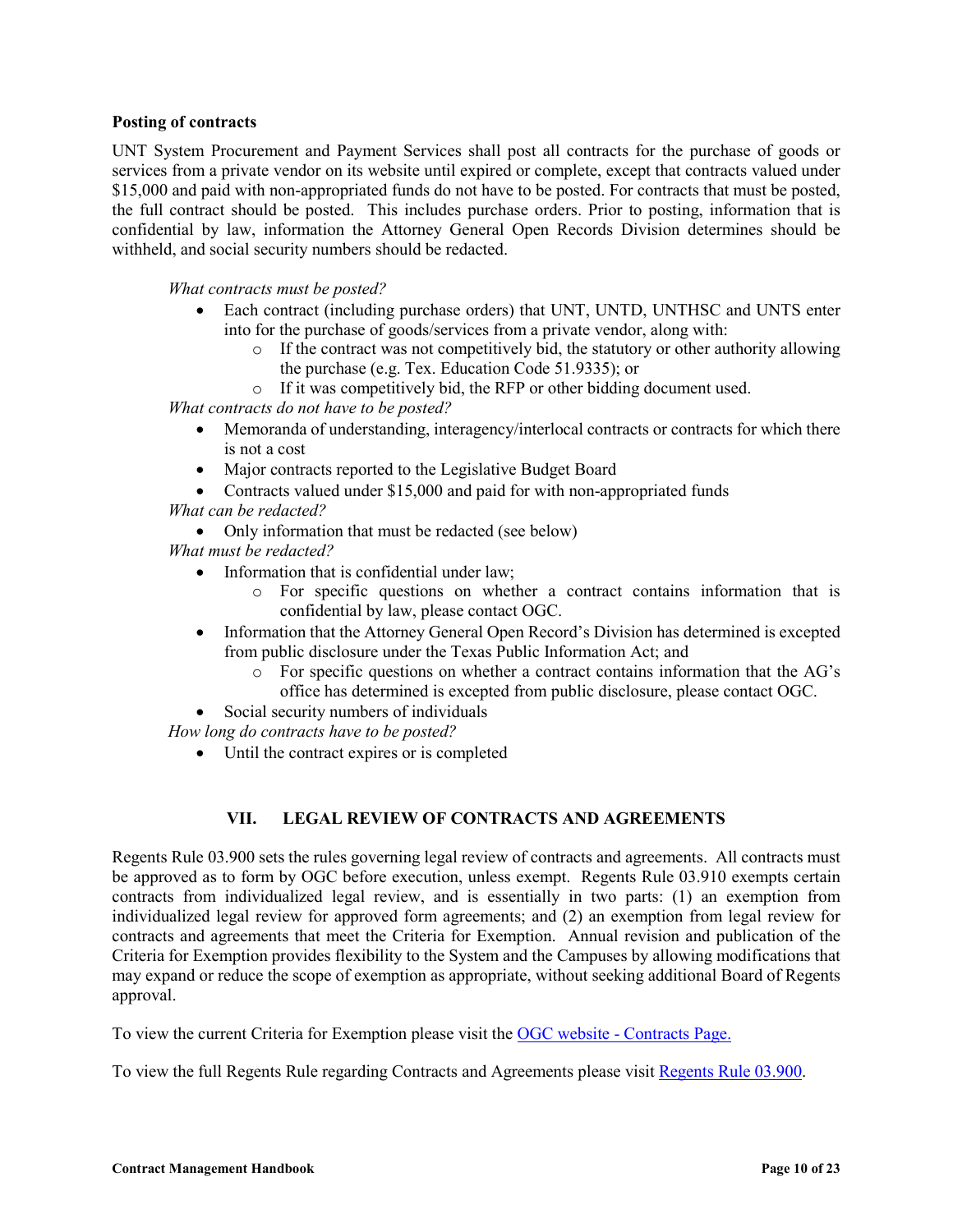**Posting of contracts**

UNT System Procurement and Payment Services shall post all contracts for the purchase of goods or services from a private vendor on its website until expired or complete, except that contracts valued under $15,000 and paid with non-appropriated funds do not have to be posted. For contracts that must be posted, the full contract should be posted. This includes purchase orders. Prior to posting, information that is confidential by law, information the Attorney General Open Records Division determines should be withheld, and social security numbers should be redacted.

*What contracts must be posted?*

- Each contract (including purchase orders) that UNT, UNTD, UNTHSC and UNTS enter into for the purchase of goods/services from a private vendor, along with:
    - If the contract was not competitively bid, the statutory or other authority allowing the purchase (e.g. Tex. Education Code 51.9335); or
    - If it was competitively bid, the RFP or other bidding document used.

*What contracts do not have to be posted?*

- Memoranda of understanding, interagency/interlocal contracts or contracts for which there is not a cost
- Major contracts reported to the Legislative Budget Board
- Contracts valued under $15,000 and paid for with non-appropriated funds

*What can be redacted?*

- Only information that must be redacted (see below)

*What must be redacted?*

- Information that is confidential under law;
    - For specific questions on whether a contract contains information that is confidential by law, please contact OGC.
- Information that the Attorney General Open Record's Division has determined is excepted from public disclosure under the Texas Public Information Act; and
    - For specific questions on whether a contract contains information that the AG's office has determined is excepted from public disclosure, please contact OGC.
- Social security numbers of individuals

*How long do contracts have to be posted?*

- Until the contract expires or is completed

## VII. LEGAL REVIEW OF CONTRACTS AND AGREEMENTS

Regents Rule 03.900 sets the rules governing legal review of contracts and agreements. All contracts must be approved as to form by OGC before execution, unless exempt. Regents Rule 03.910 exempts certain contracts from individualized legal review, and is essentially in two parts: (1) an exemption from individualized legal review for approved form agreements; and (2) an exemption from legal review for contracts and agreements that meet the Criteria for Exemption. Annual revision and publication of the Criteria for Exemption provides flexibility to the System and the Campuses by allowing modifications that may expand or reduce the scope of exemption as appropriate, without seeking additional Board of Regents approval.

To view the current Criteria for Exemption please visit the OGC website - Contracts Page.

To view the full Regents Rule regarding Contracts and Agreements please visit Regents Rule 03.900.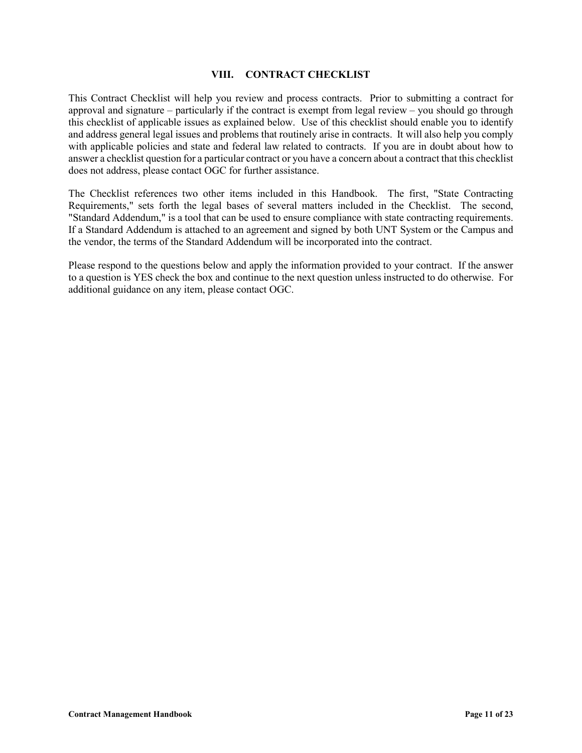## VIII. CONTRACT CHECKLIST

This Contract Checklist will help you review and process contracts. Prior to submitting a contract for approval and signature – particularly if the contract is exempt from legal review – you should go through this checklist of applicable issues as explained below. Use of this checklist should enable you to identify and address general legal issues and problems that routinely arise in contracts. It will also help you comply with applicable policies and state and federal law related to contracts. If you are in doubt about how to answer a checklist question for a particular contract or you have a concern about a contract that this checklist does not address, please contact OGC for further assistance.

The Checklist references two other items included in this Handbook. The first, "State Contracting Requirements," sets forth the legal bases of several matters included in the Checklist. The second, "Standard Addendum," is a tool that can be used to ensure compliance with state contracting requirements. If a Standard Addendum is attached to an agreement and signed by both UNT System or the Campus and the vendor, the terms of the Standard Addendum will be incorporated into the contract.

Please respond to the questions below and apply the information provided to your contract. If the answer to a question is YES check the box and continue to the next question unless instructed to do otherwise. For additional guidance on any item, please contact OGC.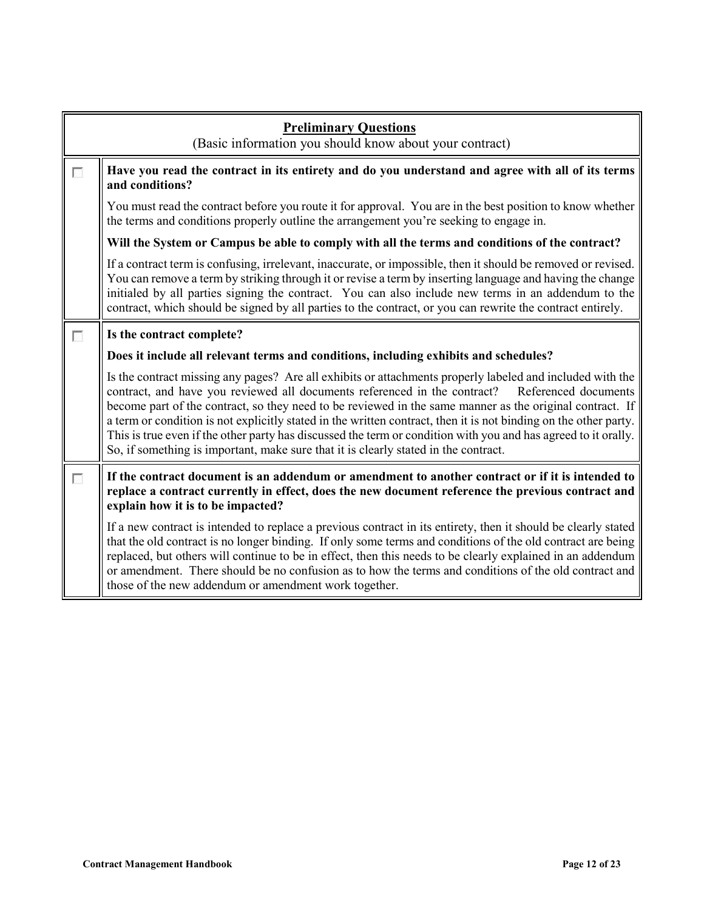## Preliminary Questions

(Basic information you should know about your contract)

| ☐ | **Have you read the contract in its entirety and do you understand and agree with all of its terms and conditions?**<br><br>You must read the contract before you route it for approval. You are in the best position to know whether the terms and conditions properly outline the arrangement you're seeking to engage in.<br><br>**Will the System or Campus be able to comply with all the terms and conditions of the contract?**<br><br>If a contract term is confusing, irrelevant, inaccurate, or impossible, then it should be removed or revised. You can remove a term by striking through it or revise a term by inserting language and having the change initialed by all parties signing the contract. You can also include new terms in an addendum to the contract, which should be signed by all parties to the contract, or you can rewrite the contract entirely. |
|---|---|
| ☐ | **Is the contract complete?**<br><br>**Does it include all relevant terms and conditions, including exhibits and schedules?**<br><br>Is the contract missing any pages? Are all exhibits or attachments properly labeled and included with the contract, and have you reviewed all documents referenced in the contract? Referenced documents become part of the contract, so they need to be reviewed in the same manner as the original contract. If a term or condition is not explicitly stated in the written contract, then it is not binding on the other party. This is true even if the other party has discussed the term or condition with you and has agreed to it orally. So, if something is important, make sure that it is clearly stated in the contract. |
| ☐ | **If the contract document is an addendum or amendment to another contract or if it is intended to replace a contract currently in effect, does the new document reference the previous contract and explain how it is to be impacted?**<br><br>If a new contract is intended to replace a previous contract in its entirety, then it should be clearly stated that the old contract is no longer binding. If only some terms and conditions of the old contract are being replaced, but others will continue to be in effect, then this needs to be clearly explained in an addendum or amendment. There should be no confusion as to how the terms and conditions of the old contract and those of the new addendum or amendment work together. |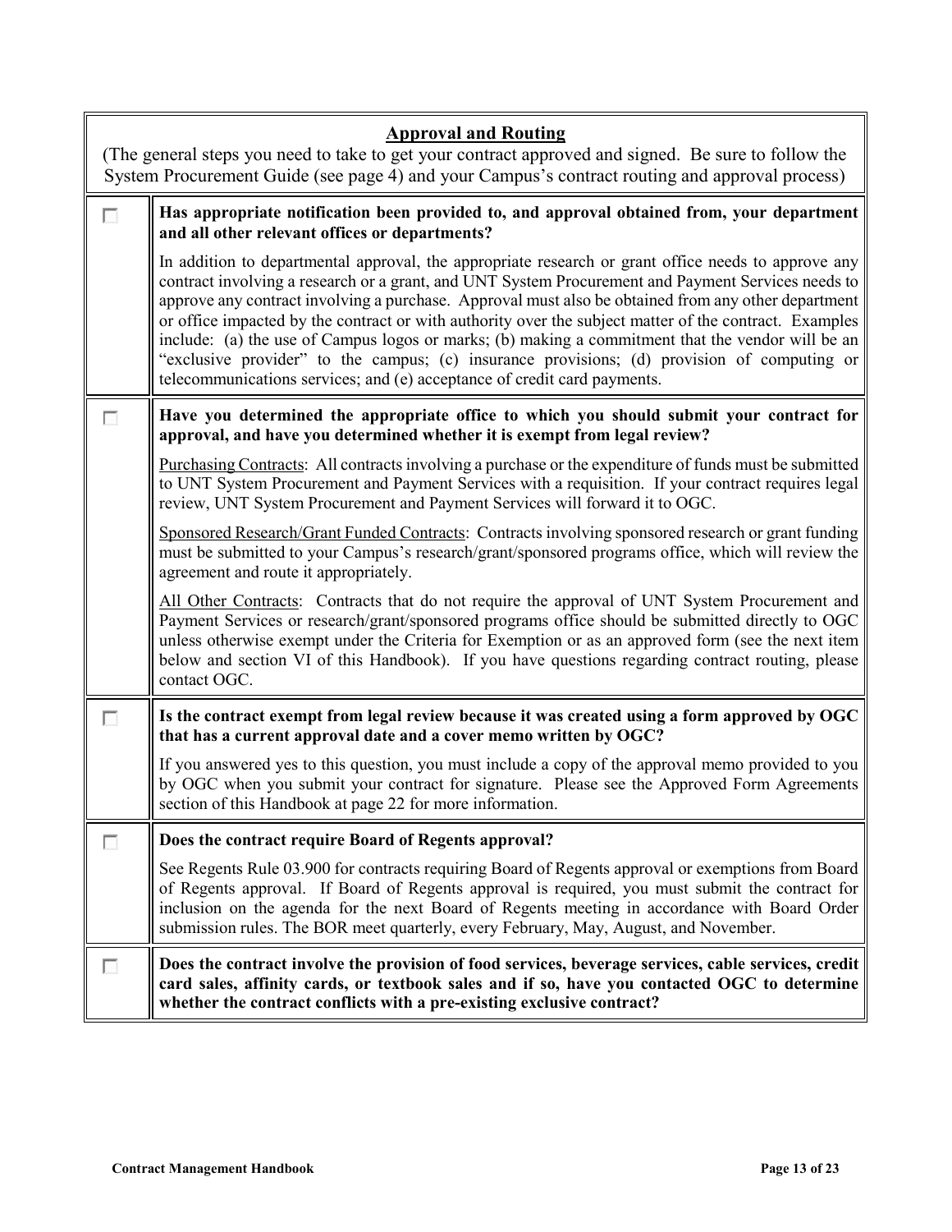## Approval and Routing

(The general steps you need to take to get your contract approved and signed. Be sure to follow the System Procurement Guide (see page 4) and your Campus's contract routing and approval process)

☐ **Has appropriate notification been provided to, and approval obtained from, your department and all other relevant offices or departments?**

In addition to departmental approval, the appropriate research or grant office needs to approve any contract involving a research or a grant, and UNT System Procurement and Payment Services needs to approve any contract involving a purchase. Approval must also be obtained from any other department or office impacted by the contract or with authority over the subject matter of the contract. Examples include: (a) the use of Campus logos or marks; (b) making a commitment that the vendor will be an "exclusive provider" to the campus; (c) insurance provisions; (d) provision of computing or telecommunications services; and (e) acceptance of credit card payments.

☐ **Have you determined the appropriate office to which you should submit your contract for approval, and have you determined whether it is exempt from legal review?**

Purchasing Contracts: All contracts involving a purchase or the expenditure of funds must be submitted to UNT System Procurement and Payment Services with a requisition. If your contract requires legal review, UNT System Procurement and Payment Services will forward it to OGC.

Sponsored Research/Grant Funded Contracts: Contracts involving sponsored research or grant funding must be submitted to your Campus's research/grant/sponsored programs office, which will review the agreement and route it appropriately.

All Other Contracts: Contracts that do not require the approval of UNT System Procurement and Payment Services or research/grant/sponsored programs office should be submitted directly to OGC unless otherwise exempt under the Criteria for Exemption or as an approved form (see the next item below and section VI of this Handbook). If you have questions regarding contract routing, please contact OGC.

☐ **Is the contract exempt from legal review because it was created using a form approved by OGC that has a current approval date and a cover memo written by OGC?**

If you answered yes to this question, you must include a copy of the approval memo provided to you by OGC when you submit your contract for signature. Please see the Approved Form Agreements section of this Handbook at page 22 for more information.

☐ **Does the contract require Board of Regents approval?**

See Regents Rule 03.900 for contracts requiring Board of Regents approval or exemptions from Board of Regents approval. If Board of Regents approval is required, you must submit the contract for inclusion on the agenda for the next Board of Regents meeting in accordance with Board Order submission rules. The BOR meet quarterly, every February, May, August, and November.

☐ **Does the contract involve the provision of food services, beverage services, cable services, credit card sales, affinity cards, or textbook sales and if so, have you contacted OGC to determine whether the contract conflicts with a pre-existing exclusive contract?**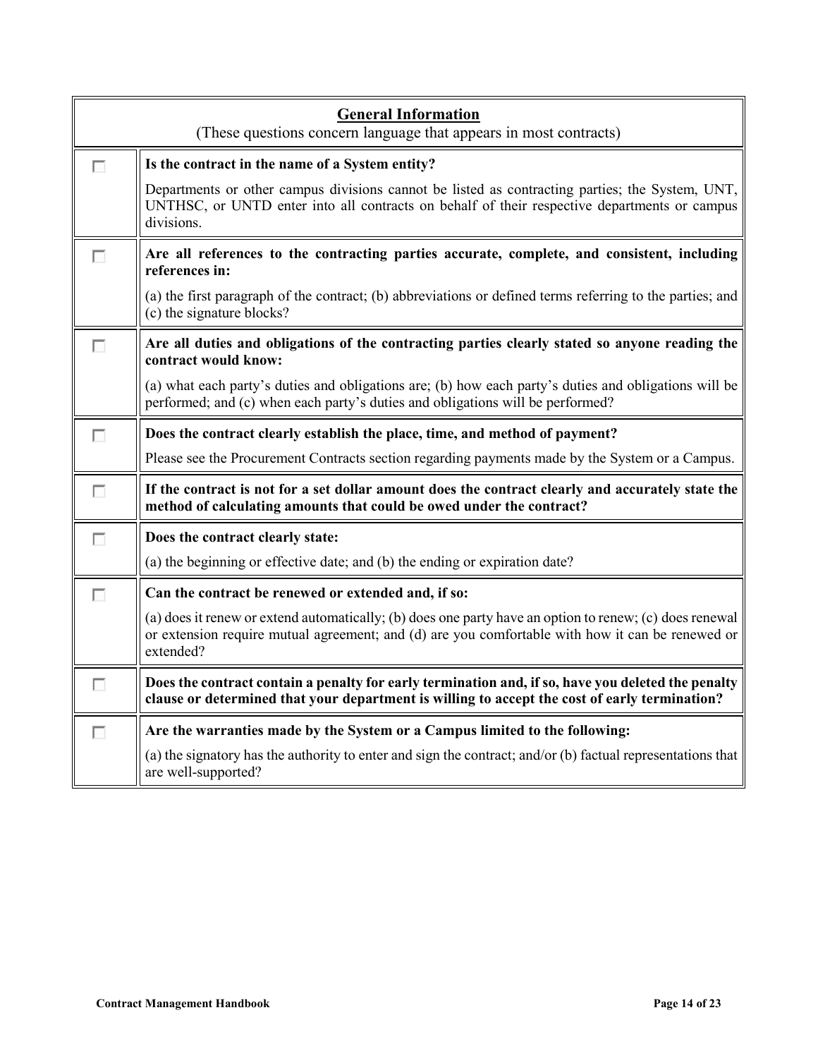| **General Information**<br>(These questions concern language that appears in most contracts) | |
|---|---|
| ☐ | **Is the contract in the name of a System entity?**<br><br>Departments or other campus divisions cannot be listed as contracting parties; the System, UNT, UNTHSC, or UNTD enter into all contracts on behalf of their respective departments or campus divisions. |
| ☐ | **Are all references to the contracting parties accurate, complete, and consistent, including references in:**<br><br>(a) the first paragraph of the contract; (b) abbreviations or defined terms referring to the parties; and (c) the signature blocks? |
| ☐ | **Are all duties and obligations of the contracting parties clearly stated so anyone reading the contract would know:**<br><br>(a) what each party's duties and obligations are; (b) how each party's duties and obligations will be performed; and (c) when each party's duties and obligations will be performed? |
| ☐ | **Does the contract clearly establish the place, time, and method of payment?**<br><br>Please see the Procurement Contracts section regarding payments made by the System or a Campus. |
| ☐ | **If the contract is not for a set dollar amount does the contract clearly and accurately state the method of calculating amounts that could be owed under the contract?** |
| ☐ | **Does the contract clearly state:**<br><br>(a) the beginning or effective date; and (b) the ending or expiration date? |
| ☐ | **Can the contract be renewed or extended and, if so:**<br><br>(a) does it renew or extend automatically; (b) does one party have an option to renew; (c) does renewal or extension require mutual agreement; and (d) are you comfortable with how it can be renewed or extended? |
| ☐ | **Does the contract contain a penalty for early termination and, if so, have you deleted the penalty clause or determined that your department is willing to accept the cost of early termination?** |
| ☐ | **Are the warranties made by the System or a Campus limited to the following:**<br><br>(a) the signatory has the authority to enter and sign the contract; and/or (b) factual representations that are well-supported? |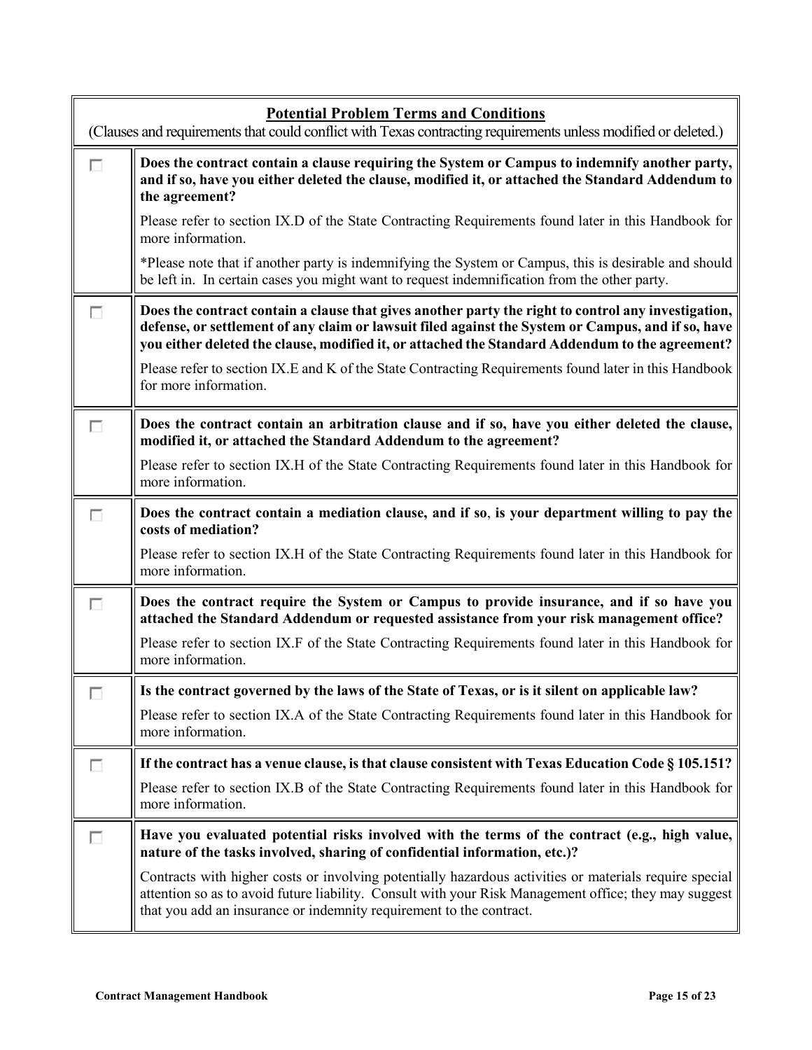| **Potential Problem Terms and Conditions**<br>(Clauses and requirements that could conflict with Texas contracting requirements unless modified or deleted.) | |
|---|---|
| ☐ | **Does the contract contain a clause requiring the System or Campus to indemnify another party, and if so, have you either deleted the clause, modified it, or attached the Standard Addendum to the agreement?**<br><br>Please refer to section IX.D of the State Contracting Requirements found later in this Handbook for more information.<br><br>*Please note that if another party is indemnifying the System or Campus, this is desirable and should be left in. In certain cases you might want to request indemnification from the other party. |
| ☐ | **Does the contract contain a clause that gives another party the right to control any investigation, defense, or settlement of any claim or lawsuit filed against the System or Campus, and if so, have you either deleted the clause, modified it, or attached the Standard Addendum to the agreement?**<br><br>Please refer to section IX.E and K of the State Contracting Requirements found later in this Handbook for more information. |
| ☐ | **Does the contract contain an arbitration clause and if so, have you either deleted the clause, modified it, or attached the Standard Addendum to the agreement?**<br><br>Please refer to section IX.H of the State Contracting Requirements found later in this Handbook for more information. |
| ☐ | **Does the contract contain a mediation clause, and if so, is your department willing to pay the costs of mediation?**<br><br>Please refer to section IX.H of the State Contracting Requirements found later in this Handbook for more information. |
| ☐ | **Does the contract require the System or Campus to provide insurance, and if so have you attached the Standard Addendum or requested assistance from your risk management office?**<br><br>Please refer to section IX.F of the State Contracting Requirements found later in this Handbook for more information. |
| ☐ | **Is the contract governed by the laws of the State of Texas, or is it silent on applicable law?**<br><br>Please refer to section IX.A of the State Contracting Requirements found later in this Handbook for more information. |
| ☐ | **If the contract has a venue clause, is that clause consistent with Texas Education Code § 105.151?**<br><br>Please refer to section IX.B of the State Contracting Requirements found later in this Handbook for more information. |
| ☐ | **Have you evaluated potential risks involved with the terms of the contract (e.g., high value, nature of the tasks involved, sharing of confidential information, etc.)?**<br><br>Contracts with higher costs or involving potentially hazardous activities or materials require special attention so as to avoid future liability. Consult with your Risk Management office; they may suggest that you add an insurance or indemnity requirement to the contract. |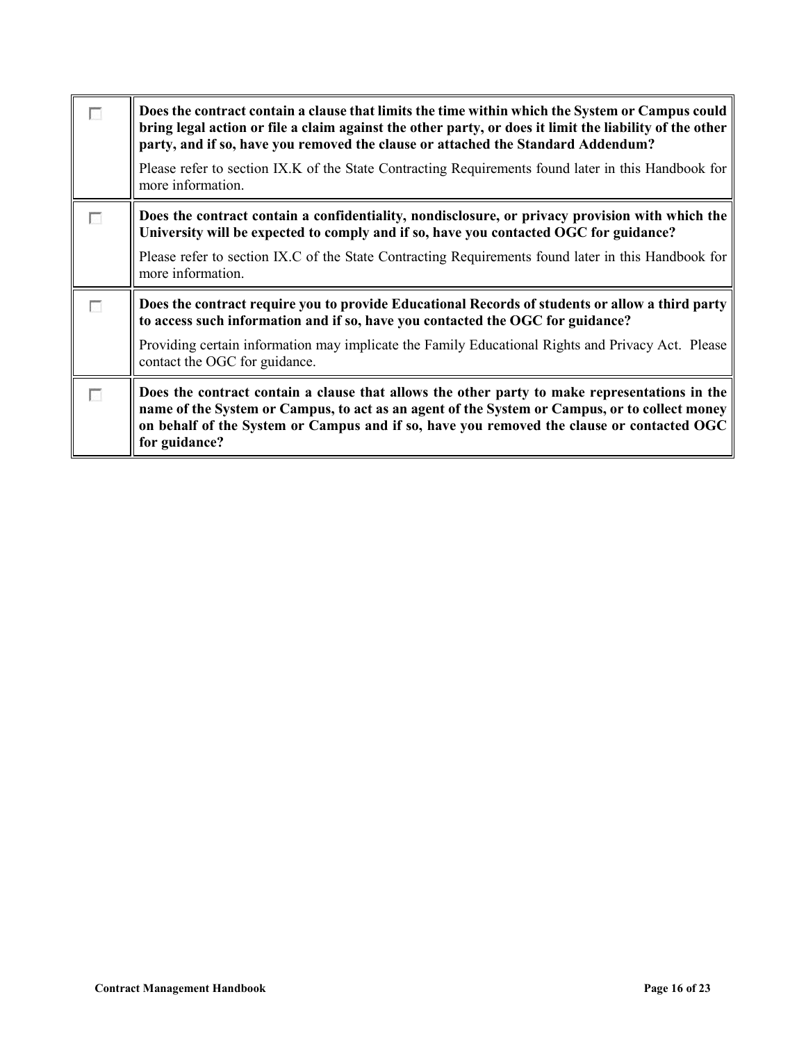| | |
|---|---|
| ☐ | **Does the contract contain a clause that limits the time within which the System or Campus could bring legal action or file a claim against the other party, or does it limit the liability of the other party, and if so, have you removed the clause or attached the Standard Addendum?**<br><br>Please refer to section IX.K of the State Contracting Requirements found later in this Handbook for more information. |
| ☐ | **Does the contract contain a confidentiality, nondisclosure, or privacy provision with which the University will be expected to comply and if so, have you contacted OGC for guidance?**<br><br>Please refer to section IX.C of the State Contracting Requirements found later in this Handbook for more information. |
| ☐ | **Does the contract require you to provide Educational Records of students or allow a third party to access such information and if so, have you contacted the OGC for guidance?**<br><br>Providing certain information may implicate the Family Educational Rights and Privacy Act. Please contact the OGC for guidance. |
| ☐ | **Does the contract contain a clause that allows the other party to make representations in the name of the System or Campus, to act as an agent of the System or Campus, or to collect money on behalf of the System or Campus and if so, have you removed the clause or contacted OGC for guidance?** |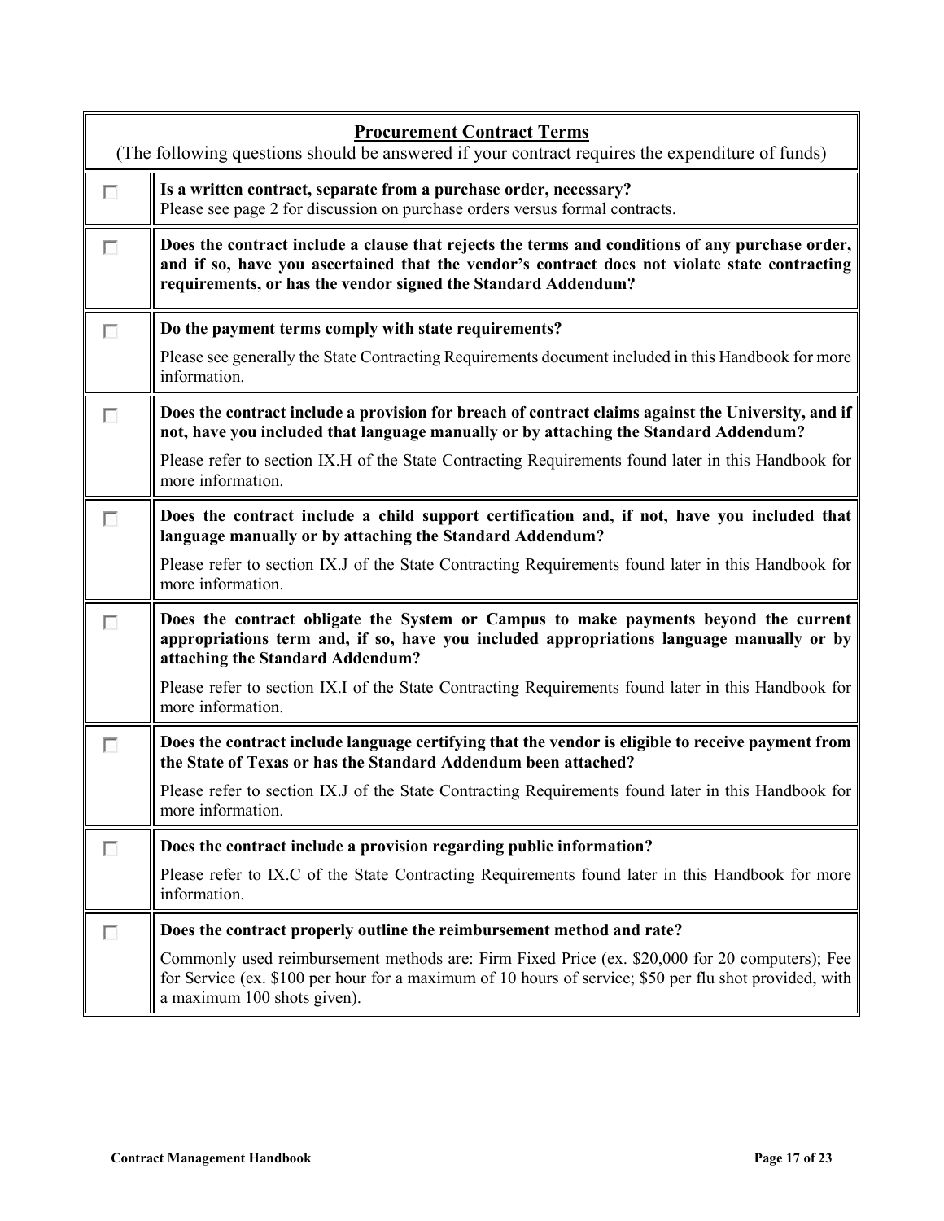| **Procurement Contract Terms**<br>(The following questions should be answered if your contract requires the expenditure of funds) | |
|---|---|
| ☐ | **Is a written contract, separate from a purchase order, necessary?**<br>Please see page 2 for discussion on purchase orders versus formal contracts. |
| ☐ | **Does the contract include a clause that rejects the terms and conditions of any purchase order, and if so, have you ascertained that the vendor's contract does not violate state contracting requirements, or has the vendor signed the Standard Addendum?** |
| ☐ | **Do the payment terms comply with state requirements?**<br>Please see generally the State Contracting Requirements document included in this Handbook for more information. |
| ☐ | **Does the contract include a provision for breach of contract claims against the University, and if not, have you included that language manually or by attaching the Standard Addendum?**<br>Please refer to section IX.H of the State Contracting Requirements found later in this Handbook for more information. |
| ☐ | **Does the contract include a child support certification and, if not, have you included that language manually or by attaching the Standard Addendum?**<br>Please refer to section IX.J of the State Contracting Requirements found later in this Handbook for more information. |
| ☐ | **Does the contract obligate the System or Campus to make payments beyond the current appropriations term and, if so, have you included appropriations language manually or by attaching the Standard Addendum?**<br>Please refer to section IX.I of the State Contracting Requirements found later in this Handbook for more information. |
| ☐ | **Does the contract include language certifying that the vendor is eligible to receive payment from the State of Texas or has the Standard Addendum been attached?**<br>Please refer to section IX.J of the State Contracting Requirements found later in this Handbook for more information. |
| ☐ | **Does the contract include a provision regarding public information?**<br>Please refer to IX.C of the State Contracting Requirements found later in this Handbook for more information. |
| ☐ | **Does the contract properly outline the reimbursement method and rate?**<br>Commonly used reimbursement methods are: Firm Fixed Price (ex. $20,000 for 20 computers); Fee for Service (ex. $100 per hour for a maximum of 10 hours of service; $50 per flu shot provided, with a maximum 100 shots given). |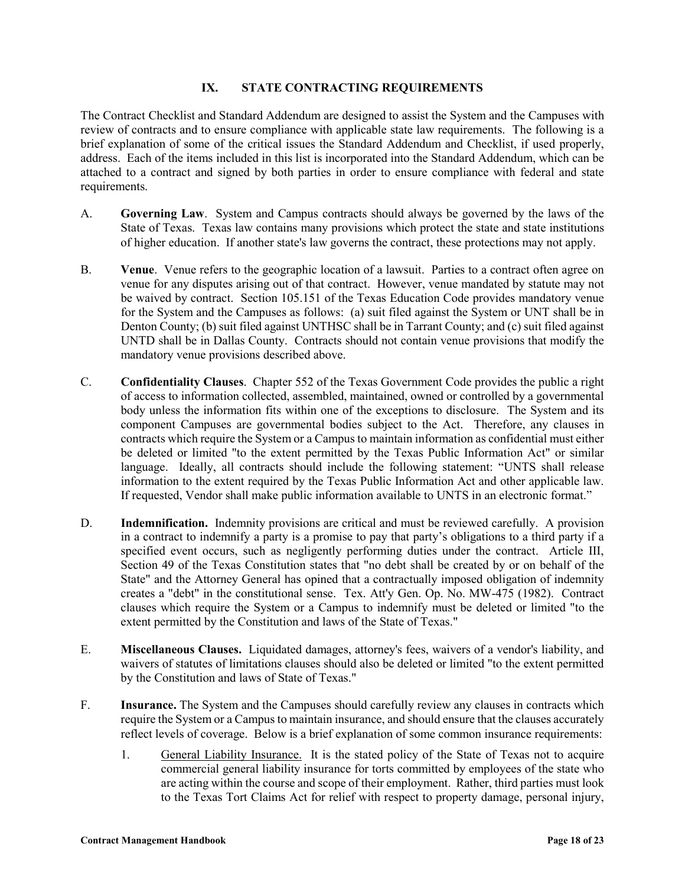## IX. STATE CONTRACTING REQUIREMENTS

The Contract Checklist and Standard Addendum are designed to assist the System and the Campuses with review of contracts and to ensure compliance with applicable state law requirements. The following is a brief explanation of some of the critical issues the Standard Addendum and Checklist, if used properly, address. Each of the items included in this list is incorporated into the Standard Addendum, which can be attached to a contract and signed by both parties in order to ensure compliance with federal and state requirements.

A. **Governing Law**. System and Campus contracts should always be governed by the laws of the State of Texas. Texas law contains many provisions which protect the state and state institutions of higher education. If another state's law governs the contract, these protections may not apply.

B. **Venue**. Venue refers to the geographic location of a lawsuit. Parties to a contract often agree on venue for any disputes arising out of that contract. However, venue mandated by statute may not be waived by contract. Section 105.151 of the Texas Education Code provides mandatory venue for the System and the Campuses as follows: (a) suit filed against the System or UNT shall be in Denton County; (b) suit filed against UNTHSC shall be in Tarrant County; and (c) suit filed against UNTD shall be in Dallas County. Contracts should not contain venue provisions that modify the mandatory venue provisions described above.

C. **Confidentiality Clauses**. Chapter 552 of the Texas Government Code provides the public a right of access to information collected, assembled, maintained, owned or controlled by a governmental body unless the information fits within one of the exceptions to disclosure. The System and its component Campuses are governmental bodies subject to the Act. Therefore, any clauses in contracts which require the System or a Campus to maintain information as confidential must either be deleted or limited "to the extent permitted by the Texas Public Information Act" or similar language. Ideally, all contracts should include the following statement: "UNTS shall release information to the extent required by the Texas Public Information Act and other applicable law. If requested, Vendor shall make public information available to UNTS in an electronic format."

D. **Indemnification.** Indemnity provisions are critical and must be reviewed carefully. A provision in a contract to indemnify a party is a promise to pay that party's obligations to a third party if a specified event occurs, such as negligently performing duties under the contract. Article III, Section 49 of the Texas Constitution states that "no debt shall be created by or on behalf of the State" and the Attorney General has opined that a contractually imposed obligation of indemnity creates a "debt" in the constitutional sense. Tex. Att'y Gen. Op. No. MW-475 (1982). Contract clauses which require the System or a Campus to indemnify must be deleted or limited "to the extent permitted by the Constitution and laws of the State of Texas."

E. **Miscellaneous Clauses.** Liquidated damages, attorney's fees, waivers of a vendor's liability, and waivers of statutes of limitations clauses should also be deleted or limited "to the extent permitted by the Constitution and laws of State of Texas."

F. **Insurance.** The System and the Campuses should carefully review any clauses in contracts which require the System or a Campus to maintain insurance, and should ensure that the clauses accurately reflect levels of coverage. Below is a brief explanation of some common insurance requirements:

   1. General Liability Insurance. It is the stated policy of the State of Texas not to acquire commercial general liability insurance for torts committed by employees of the state who are acting within the course and scope of their employment. Rather, third parties must look to the Texas Tort Claims Act for relief with respect to property damage, personal injury,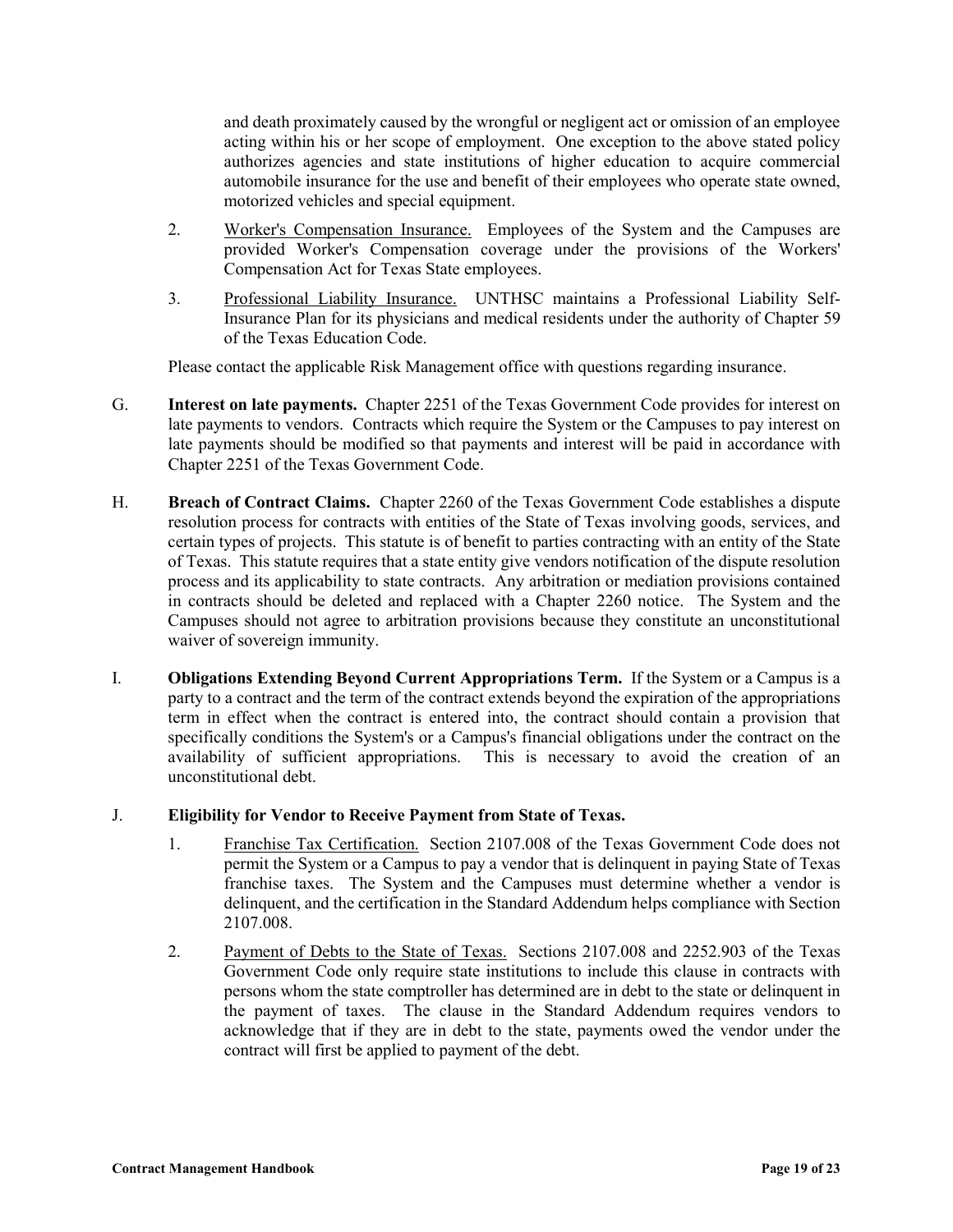and death proximately caused by the wrongful or negligent act or omission of an employee acting within his or her scope of employment. One exception to the above stated policy authorizes agencies and state institutions of higher education to acquire commercial automobile insurance for the use and benefit of their employees who operate state owned, motorized vehicles and special equipment.

2. Worker's Compensation Insurance. Employees of the System and the Campuses are provided Worker's Compensation coverage under the provisions of the Workers' Compensation Act for Texas State employees.

3. Professional Liability Insurance. UNTHSC maintains a Professional Liability Self-Insurance Plan for its physicians and medical residents under the authority of Chapter 59 of the Texas Education Code.

Please contact the applicable Risk Management office with questions regarding insurance.

G. **Interest on late payments.** Chapter 2251 of the Texas Government Code provides for interest on late payments to vendors. Contracts which require the System or the Campuses to pay interest on late payments should be modified so that payments and interest will be paid in accordance with Chapter 2251 of the Texas Government Code.

H. **Breach of Contract Claims.** Chapter 2260 of the Texas Government Code establishes a dispute resolution process for contracts with entities of the State of Texas involving goods, services, and certain types of projects. This statute is of benefit to parties contracting with an entity of the State of Texas. This statute requires that a state entity give vendors notification of the dispute resolution process and its applicability to state contracts. Any arbitration or mediation provisions contained in contracts should be deleted and replaced with a Chapter 2260 notice. The System and the Campuses should not agree to arbitration provisions because they constitute an unconstitutional waiver of sovereign immunity.

I. **Obligations Extending Beyond Current Appropriations Term.** If the System or a Campus is a party to a contract and the term of the contract extends beyond the expiration of the appropriations term in effect when the contract is entered into, the contract should contain a provision that specifically conditions the System's or a Campus's financial obligations under the contract on the availability of sufficient appropriations. This is necessary to avoid the creation of an unconstitutional debt.

J. **Eligibility for Vendor to Receive Payment from State of Texas.**

1. Franchise Tax Certification. Section 2107.008 of the Texas Government Code does not permit the System or a Campus to pay a vendor that is delinquent in paying State of Texas franchise taxes. The System and the Campuses must determine whether a vendor is delinquent, and the certification in the Standard Addendum helps compliance with Section 2107.008.

2. Payment of Debts to the State of Texas. Sections 2107.008 and 2252.903 of the Texas Government Code only require state institutions to include this clause in contracts with persons whom the state comptroller has determined are in debt to the state or delinquent in the payment of taxes. The clause in the Standard Addendum requires vendors to acknowledge that if they are in debt to the state, payments owed the vendor under the contract will first be applied to payment of the debt.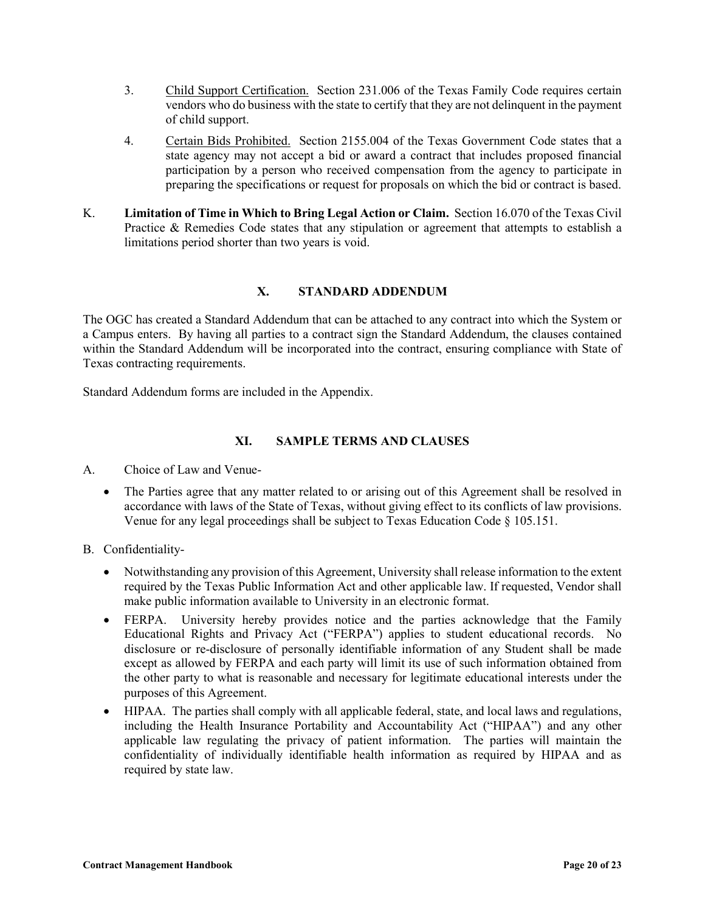3. Child Support Certification. Section 231.006 of the Texas Family Code requires certain vendors who do business with the state to certify that they are not delinquent in the payment of child support.

4. Certain Bids Prohibited. Section 2155.004 of the Texas Government Code states that a state agency may not accept a bid or award a contract that includes proposed financial participation by a person who received compensation from the agency to participate in preparing the specifications or request for proposals on which the bid or contract is based.

K. **Limitation of Time in Which to Bring Legal Action or Claim.** Section 16.070 of the Texas Civil Practice & Remedies Code states that any stipulation or agreement that attempts to establish a limitations period shorter than two years is void.

## X. STANDARD ADDENDUM

The OGC has created a Standard Addendum that can be attached to any contract into which the System or a Campus enters. By having all parties to a contract sign the Standard Addendum, the clauses contained within the Standard Addendum will be incorporated into the contract, ensuring compliance with State of Texas contracting requirements.

Standard Addendum forms are included in the Appendix.

## XI. SAMPLE TERMS AND CLAUSES

A. Choice of Law and Venue-

- The Parties agree that any matter related to or arising out of this Agreement shall be resolved in accordance with laws of the State of Texas, without giving effect to its conflicts of law provisions. Venue for any legal proceedings shall be subject to Texas Education Code § 105.151.

B. Confidentiality-

- Notwithstanding any provision of this Agreement, University shall release information to the extent required by the Texas Public Information Act and other applicable law. If requested, Vendor shall make public information available to University in an electronic format.
- FERPA. University hereby provides notice and the parties acknowledge that the Family Educational Rights and Privacy Act ("FERPA") applies to student educational records. No disclosure or re-disclosure of personally identifiable information of any Student shall be made except as allowed by FERPA and each party will limit its use of such information obtained from the other party to what is reasonable and necessary for legitimate educational interests under the purposes of this Agreement.
- HIPAA. The parties shall comply with all applicable federal, state, and local laws and regulations, including the Health Insurance Portability and Accountability Act ("HIPAA") and any other applicable law regulating the privacy of patient information. The parties will maintain the confidentiality of individually identifiable health information as required by HIPAA and as required by state law.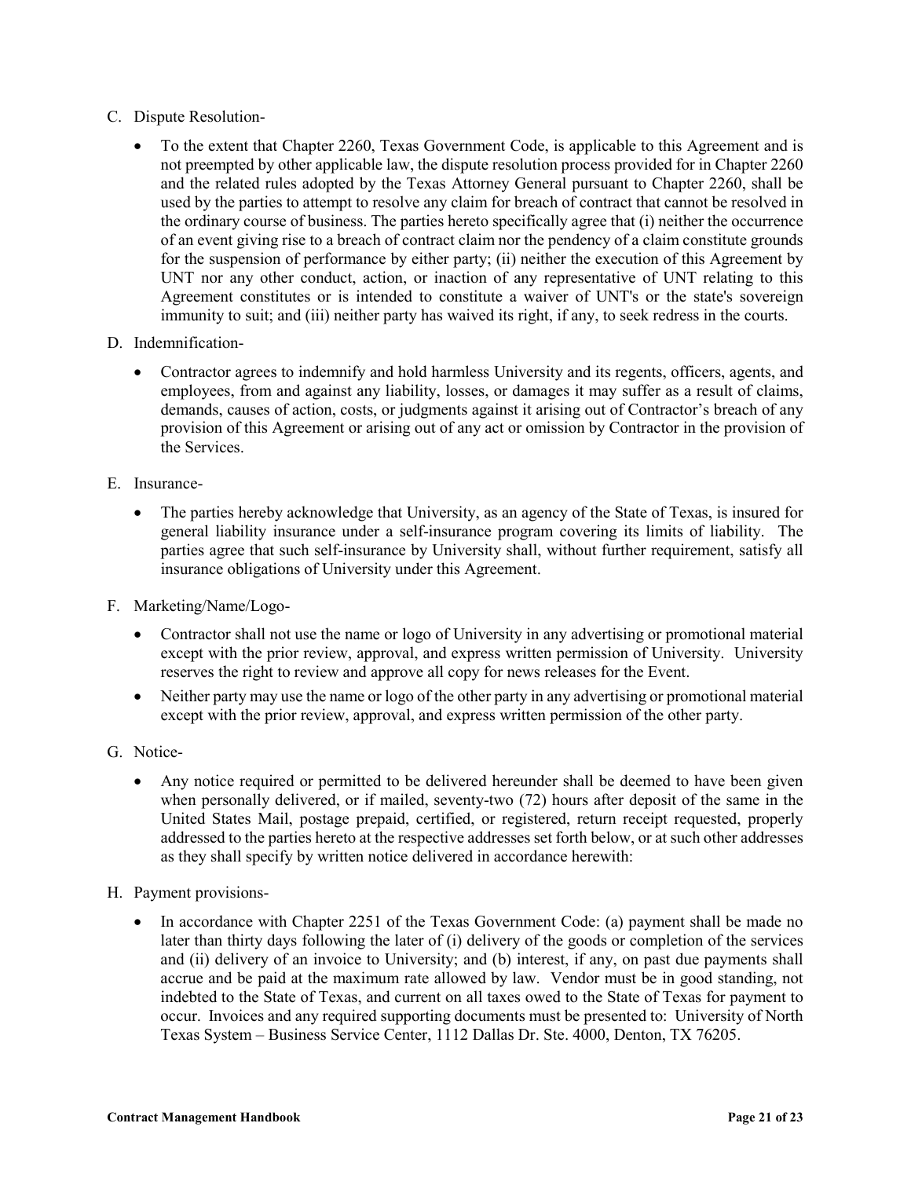C. Dispute Resolution-

- To the extent that Chapter 2260, Texas Government Code, is applicable to this Agreement and is not preempted by other applicable law, the dispute resolution process provided for in Chapter 2260 and the related rules adopted by the Texas Attorney General pursuant to Chapter 2260, shall be used by the parties to attempt to resolve any claim for breach of contract that cannot be resolved in the ordinary course of business. The parties hereto specifically agree that (i) neither the occurrence of an event giving rise to a breach of contract claim nor the pendency of a claim constitute grounds for the suspension of performance by either party; (ii) neither the execution of this Agreement by UNT nor any other conduct, action, or inaction of any representative of UNT relating to this Agreement constitutes or is intended to constitute a waiver of UNT's or the state's sovereign immunity to suit; and (iii) neither party has waived its right, if any, to seek redress in the courts.

D. Indemnification-

- Contractor agrees to indemnify and hold harmless University and its regents, officers, agents, and employees, from and against any liability, losses, or damages it may suffer as a result of claims, demands, causes of action, costs, or judgments against it arising out of Contractor's breach of any provision of this Agreement or arising out of any act or omission by Contractor in the provision of the Services.

E. Insurance-

- The parties hereby acknowledge that University, as an agency of the State of Texas, is insured for general liability insurance under a self-insurance program covering its limits of liability. The parties agree that such self-insurance by University shall, without further requirement, satisfy all insurance obligations of University under this Agreement.

F. Marketing/Name/Logo-

- Contractor shall not use the name or logo of University in any advertising or promotional material except with the prior review, approval, and express written permission of University. University reserves the right to review and approve all copy for news releases for the Event.
- Neither party may use the name or logo of the other party in any advertising or promotional material except with the prior review, approval, and express written permission of the other party.

G. Notice-

- Any notice required or permitted to be delivered hereunder shall be deemed to have been given when personally delivered, or if mailed, seventy-two (72) hours after deposit of the same in the United States Mail, postage prepaid, certified, or registered, return receipt requested, properly addressed to the parties hereto at the respective addresses set forth below, or at such other addresses as they shall specify by written notice delivered in accordance herewith:

H. Payment provisions-

- In accordance with Chapter 2251 of the Texas Government Code: (a) payment shall be made no later than thirty days following the later of (i) delivery of the goods or completion of the services and (ii) delivery of an invoice to University; and (b) interest, if any, on past due payments shall accrue and be paid at the maximum rate allowed by law. Vendor must be in good standing, not indebted to the State of Texas, and current on all taxes owed to the State of Texas for payment to occur. Invoices and any required supporting documents must be presented to: University of North Texas System – Business Service Center, 1112 Dallas Dr. Ste. 4000, Denton, TX 76205.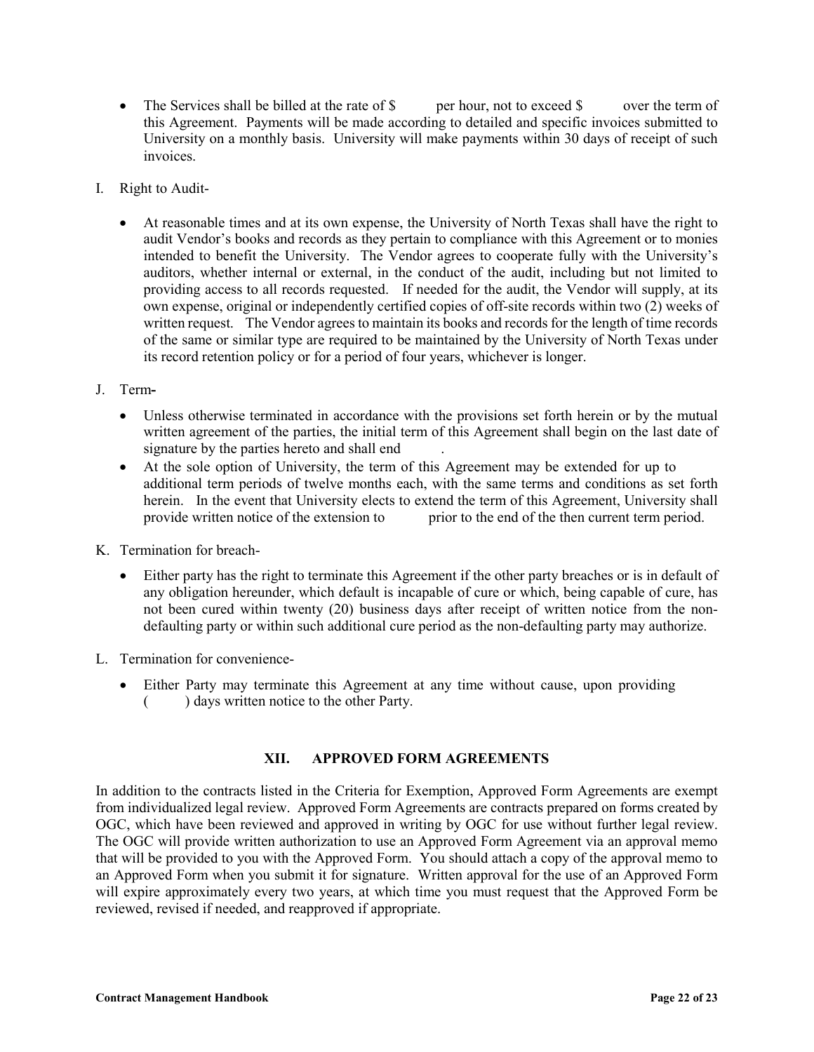- The Services shall be billed at the rate of $ per hour, not to exceed $ over the term of this Agreement. Payments will be made according to detailed and specific invoices submitted to University on a monthly basis. University will make payments within 30 days of receipt of such invoices.

I. Right to Audit-

- At reasonable times and at its own expense, the University of North Texas shall have the right to audit Vendor's books and records as they pertain to compliance with this Agreement or to monies intended to benefit the University. The Vendor agrees to cooperate fully with the University's auditors, whether internal or external, in the conduct of the audit, including but not limited to providing access to all records requested. If needed for the audit, the Vendor will supply, at its own expense, original or independently certified copies of off-site records within two (2) weeks of written request. The Vendor agrees to maintain its books and records for the length of time records of the same or similar type are required to be maintained by the University of North Texas under its record retention policy or for a period of four years, whichever is longer.

J. Term-

- Unless otherwise terminated in accordance with the provisions set forth herein or by the mutual written agreement of the parties, the initial term of this Agreement shall begin on the last date of signature by the parties hereto and shall end .
- At the sole option of University, the term of this Agreement may be extended for up to additional term periods of twelve months each, with the same terms and conditions as set forth herein. In the event that University elects to extend the term of this Agreement, University shall provide written notice of the extension to prior to the end of the then current term period.

K. Termination for breach-

- Either party has the right to terminate this Agreement if the other party breaches or is in default of any obligation hereunder, which default is incapable of cure or which, being capable of cure, has not been cured within twenty (20) business days after receipt of written notice from the non-defaulting party or within such additional cure period as the non-defaulting party may authorize.

L. Termination for convenience-

- Either Party may terminate this Agreement at any time without cause, upon providing ( ) days written notice to the other Party.

## XII. APPROVED FORM AGREEMENTS

In addition to the contracts listed in the Criteria for Exemption, Approved Form Agreements are exempt from individualized legal review. Approved Form Agreements are contracts prepared on forms created by OGC, which have been reviewed and approved in writing by OGC for use without further legal review. The OGC will provide written authorization to use an Approved Form Agreement via an approval memo that will be provided to you with the Approved Form. You should attach a copy of the approval memo to an Approved Form when you submit it for signature. Written approval for the use of an Approved Form will expire approximately every two years, at which time you must request that the Approved Form be reviewed, revised if needed, and reapproved if appropriate.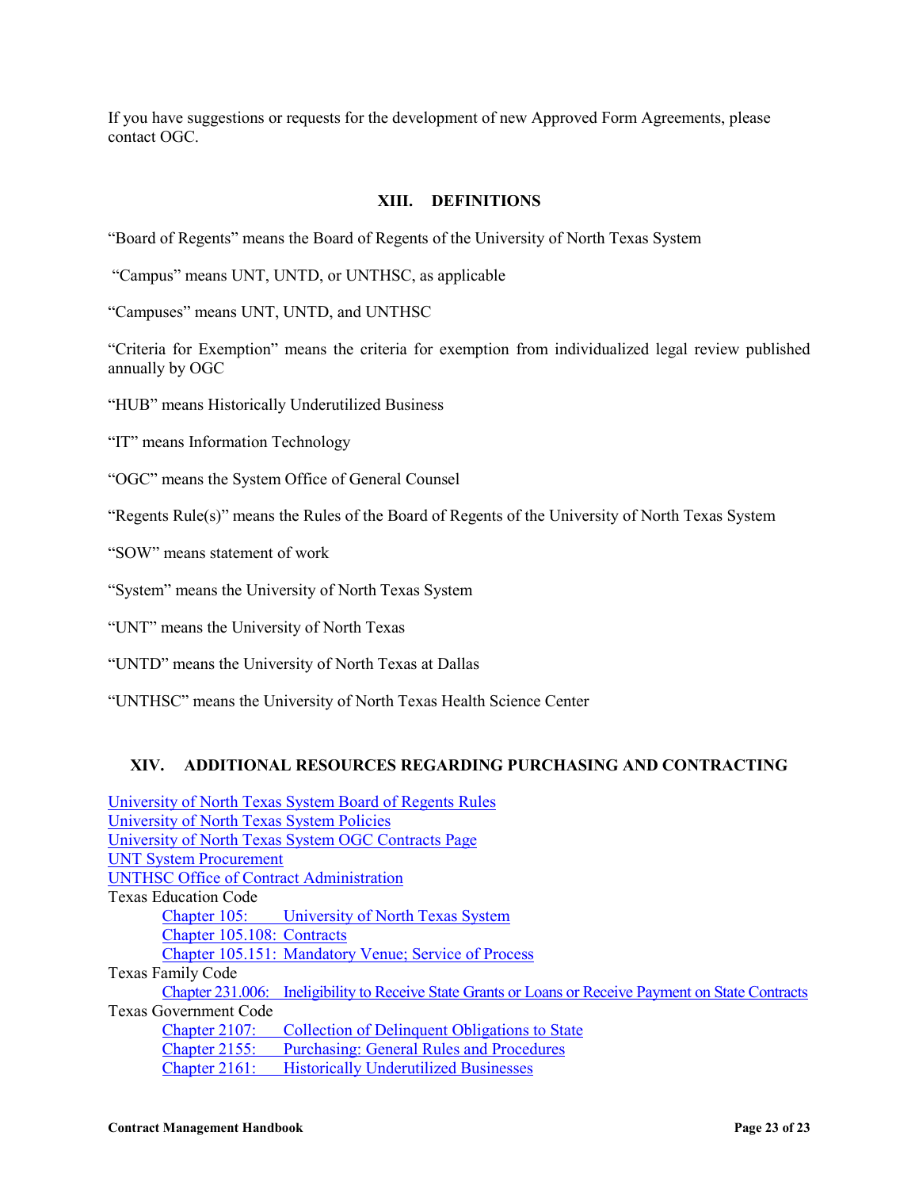If you have suggestions or requests for the development of new Approved Form Agreements, please contact OGC.

## XIII. DEFINITIONS

"Board of Regents" means the Board of Regents of the University of North Texas System

"Campus" means UNT, UNTD, or UNTHSC, as applicable

"Campuses" means UNT, UNTD, and UNTHSC

"Criteria for Exemption" means the criteria for exemption from individualized legal review published annually by OGC

"HUB" means Historically Underutilized Business

"IT" means Information Technology

"OGC" means the System Office of General Counsel

"Regents Rule(s)" means the Rules of the Board of Regents of the University of North Texas System

"SOW" means statement of work

"System" means the University of North Texas System

"UNT" means the University of North Texas

"UNTD" means the University of North Texas at Dallas

"UNTHSC" means the University of North Texas Health Science Center

## XIV. ADDITIONAL RESOURCES REGARDING PURCHASING AND CONTRACTING

University of North Texas System Board of Regents Rules
University of North Texas System Policies
University of North Texas System OGC Contracts Page
UNT System Procurement
UNTHSC Office of Contract Administration
Texas Education Code
- Chapter 105: University of North Texas System
- Chapter 105.108: Contracts
- Chapter 105.151: Mandatory Venue; Service of Process

Texas Family Code
- Chapter 231.006: Ineligibility to Receive State Grants or Loans or Receive Payment on State Contracts

Texas Government Code
- Chapter 2107: Collection of Delinquent Obligations to State
- Chapter 2155: Purchasing: General Rules and Procedures
- Chapter 2161: Historically Underutilized Businesses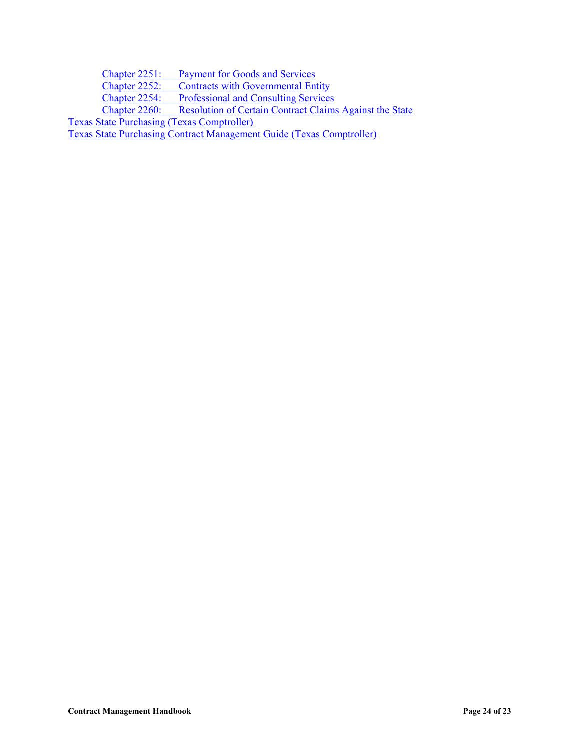- Chapter 2251: Payment for Goods and Services
- Chapter 2252: Contracts with Governmental Entity
- Chapter 2254: Professional and Consulting Services
- Chapter 2260: Resolution of Certain Contract Claims Against the State

Texas State Purchasing (Texas Comptroller)

Texas State Purchasing Contract Management Guide (Texas Comptroller)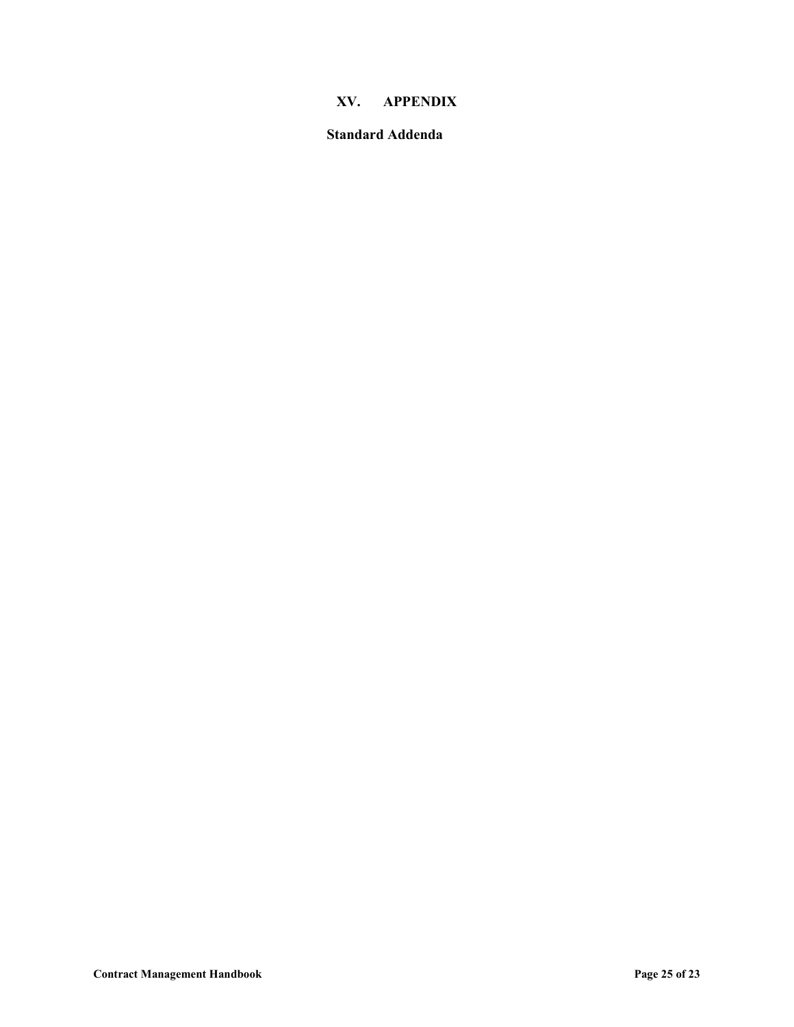# XV. APPENDIX

## Standard Addenda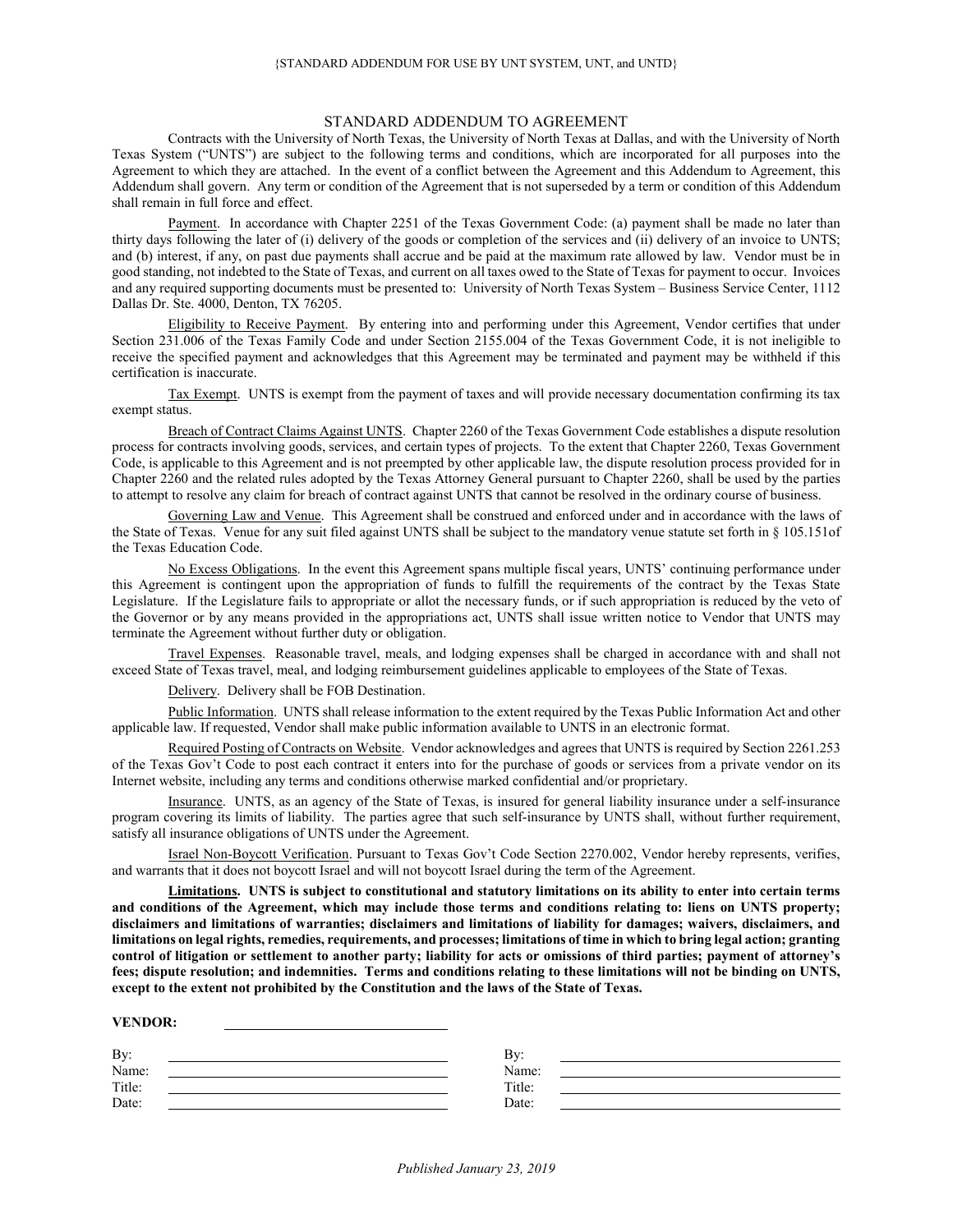{STANDARD ADDENDUM FOR USE BY UNT SYSTEM, UNT, and UNTD}

# STANDARD ADDENDUM TO AGREEMENT

Contracts with the University of North Texas, the University of North Texas at Dallas, and with the University of North Texas System ("UNTS") are subject to the following terms and conditions, which are incorporated for all purposes into the Agreement to which they are attached. In the event of a conflict between the Agreement and this Addendum to Agreement, this Addendum shall govern. Any term or condition of the Agreement that is not superseded by a term or condition of this Addendum shall remain in full force and effect.

Payment. In accordance with Chapter 2251 of the Texas Government Code: (a) payment shall be made no later than thirty days following the later of (i) delivery of the goods or completion of the services and (ii) delivery of an invoice to UNTS; and (b) interest, if any, on past due payments shall accrue and be paid at the maximum rate allowed by law. Vendor must be in good standing, not indebted to the State of Texas, and current on all taxes owed to the State of Texas for payment to occur. Invoices and any required supporting documents must be presented to: University of North Texas System – Business Service Center, 1112 Dallas Dr. Ste. 4000, Denton, TX 76205.

Eligibility to Receive Payment. By entering into and performing under this Agreement, Vendor certifies that under Section 231.006 of the Texas Family Code and under Section 2155.004 of the Texas Government Code, it is not ineligible to receive the specified payment and acknowledges that this Agreement may be terminated and payment may be withheld if this certification is inaccurate.

Tax Exempt. UNTS is exempt from the payment of taxes and will provide necessary documentation confirming its tax exempt status.

Breach of Contract Claims Against UNTS. Chapter 2260 of the Texas Government Code establishes a dispute resolution process for contracts involving goods, services, and certain types of projects. To the extent that Chapter 2260, Texas Government Code, is applicable to this Agreement and is not preempted by other applicable law, the dispute resolution process provided for in Chapter 2260 and the related rules adopted by the Texas Attorney General pursuant to Chapter 2260, shall be used by the parties to attempt to resolve any claim for breach of contract against UNTS that cannot be resolved in the ordinary course of business.

Governing Law and Venue. This Agreement shall be construed and enforced under and in accordance with the laws of the State of Texas. Venue for any suit filed against UNTS shall be subject to the mandatory venue statute set forth in § 105.151of the Texas Education Code.

No Excess Obligations. In the event this Agreement spans multiple fiscal years, UNTS' continuing performance under this Agreement is contingent upon the appropriation of funds to fulfill the requirements of the contract by the Texas State Legislature. If the Legislature fails to appropriate or allot the necessary funds, or if such appropriation is reduced by the veto of the Governor or by any means provided in the appropriations act, UNTS shall issue written notice to Vendor that UNTS may terminate the Agreement without further duty or obligation.

Travel Expenses. Reasonable travel, meals, and lodging expenses shall be charged in accordance with and shall not exceed State of Texas travel, meal, and lodging reimbursement guidelines applicable to employees of the State of Texas.

Delivery. Delivery shall be FOB Destination.

Public Information. UNTS shall release information to the extent required by the Texas Public Information Act and other applicable law. If requested, Vendor shall make public information available to UNTS in an electronic format.

Required Posting of Contracts on Website. Vendor acknowledges and agrees that UNTS is required by Section 2261.253 of the Texas Gov't Code to post each contract it enters into for the purchase of goods or services from a private vendor on its Internet website, including any terms and conditions otherwise marked confidential and/or proprietary.

Insurance. UNTS, as an agency of the State of Texas, is insured for general liability insurance under a self-insurance program covering its limits of liability. The parties agree that such self-insurance by UNTS shall, without further requirement, satisfy all insurance obligations of UNTS under the Agreement.

Israel Non-Boycott Verification. Pursuant to Texas Gov't Code Section 2270.002, Vendor hereby represents, verifies, and warrants that it does not boycott Israel and will not boycott Israel during the term of the Agreement.

**Limitations. UNTS is subject to constitutional and statutory limitations on its ability to enter into certain terms and conditions of the Agreement, which may include those terms and conditions relating to: liens on UNTS property; disclaimers and limitations of warranties; disclaimers and limitations of liability for damages; waivers, disclaimers, and limitations on legal rights, remedies, requirements, and processes; limitations of time in which to bring legal action; granting control of litigation or settlement to another party; liability for acts or omissions of third parties; payment of attorney's fees; dispute resolution; and indemnities. Terms and conditions relating to these limitations will not be binding on UNTS, except to the extent not prohibited by the Constitution and the laws of the State of Texas.**

**VENDOR:** ______________________________

| | | | |
|---|---|---|---|
| By: | ______________________________ | By: | ______________________________ |
| Name: | ______________________________ | Name: | ______________________________ |
| Title: | ______________________________ | Title: | ______________________________ |
| Date: | ______________________________ | Date: | ______________________________ |

*Published January 23, 2019*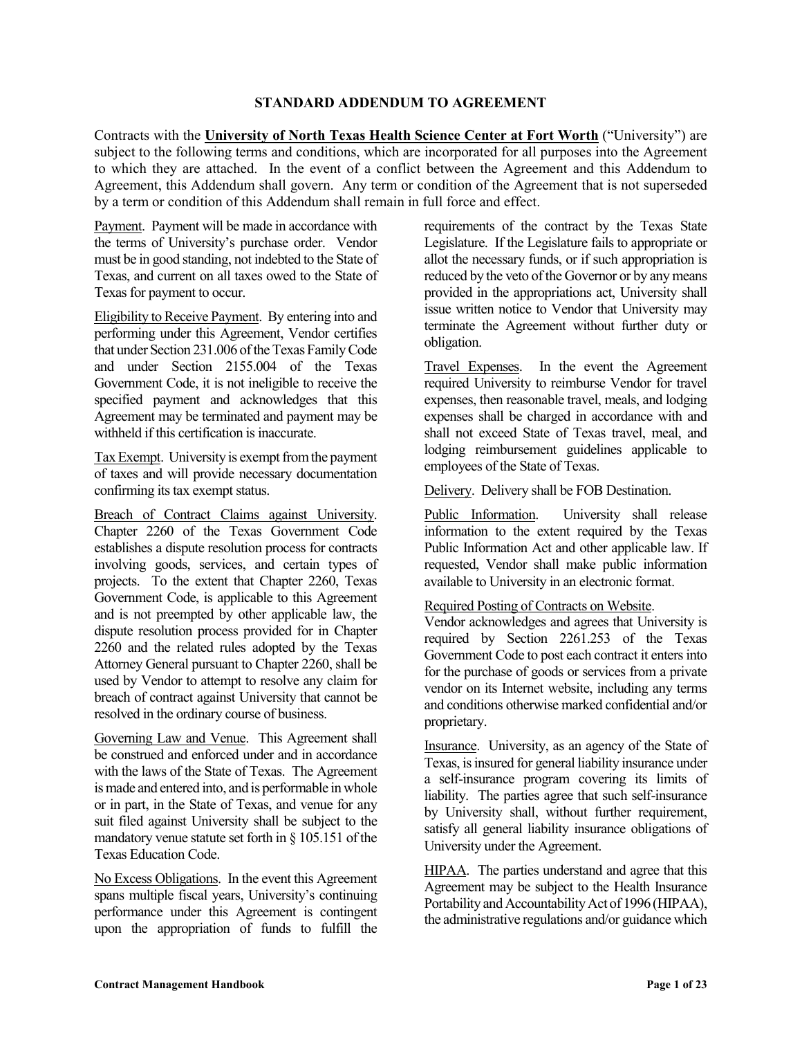# STANDARD ADDENDUM TO AGREEMENT

Contracts with the **University of North Texas Health Science Center at Fort Worth** ("University") are subject to the following terms and conditions, which are incorporated for all purposes into the Agreement to which they are attached. In the event of a conflict between the Agreement and this Addendum to Agreement, this Addendum shall govern. Any term or condition of the Agreement that is not superseded by a term or condition of this Addendum shall remain in full force and effect.

Payment. Payment will be made in accordance with the terms of University's purchase order. Vendor must be in good standing, not indebted to the State of Texas, and current on all taxes owed to the State of Texas for payment to occur.

Eligibility to Receive Payment. By entering into and performing under this Agreement, Vendor certifies that under Section 231.006 of the Texas Family Code and under Section 2155.004 of the Texas Government Code, it is not ineligible to receive the specified payment and acknowledges that this Agreement may be terminated and payment may be withheld if this certification is inaccurate.

Tax Exempt. University is exempt from the payment of taxes and will provide necessary documentation confirming its tax exempt status.

Breach of Contract Claims against University. Chapter 2260 of the Texas Government Code establishes a dispute resolution process for contracts involving goods, services, and certain types of projects. To the extent that Chapter 2260, Texas Government Code, is applicable to this Agreement and is not preempted by other applicable law, the dispute resolution process provided for in Chapter 2260 and the related rules adopted by the Texas Attorney General pursuant to Chapter 2260, shall be used by Vendor to attempt to resolve any claim for breach of contract against University that cannot be resolved in the ordinary course of business.

Governing Law and Venue. This Agreement shall be construed and enforced under and in accordance with the laws of the State of Texas. The Agreement is made and entered into, and is performable in whole or in part, in the State of Texas, and venue for any suit filed against University shall be subject to the mandatory venue statute set forth in § 105.151 of the Texas Education Code.

No Excess Obligations. In the event this Agreement spans multiple fiscal years, University's continuing performance under this Agreement is contingent upon the appropriation of funds to fulfill the requirements of the contract by the Texas State Legislature. If the Legislature fails to appropriate or allot the necessary funds, or if such appropriation is reduced by the veto of the Governor or by any means provided in the appropriations act, University shall issue written notice to Vendor that University may terminate the Agreement without further duty or obligation.

Travel Expenses. In the event the Agreement required University to reimburse Vendor for travel expenses, then reasonable travel, meals, and lodging expenses shall be charged in accordance with and shall not exceed State of Texas travel, meal, and lodging reimbursement guidelines applicable to employees of the State of Texas.

Delivery. Delivery shall be FOB Destination.

Public Information. University shall release information to the extent required by the Texas Public Information Act and other applicable law. If requested, Vendor shall make public information available to University in an electronic format.

Required Posting of Contracts on Website.
Vendor acknowledges and agrees that University is required by Section 2261.253 of the Texas Government Code to post each contract it enters into for the purchase of goods or services from a private vendor on its Internet website, including any terms and conditions otherwise marked confidential and/or proprietary.

Insurance. University, as an agency of the State of Texas, is insured for general liability insurance under a self-insurance program covering its limits of liability. The parties agree that such self-insurance by University shall, without further requirement, satisfy all general liability insurance obligations of University under the Agreement.

HIPAA. The parties understand and agree that this Agreement may be subject to the Health Insurance Portability and Accountability Act of 1996 (HIPAA), the administrative regulations and/or guidance which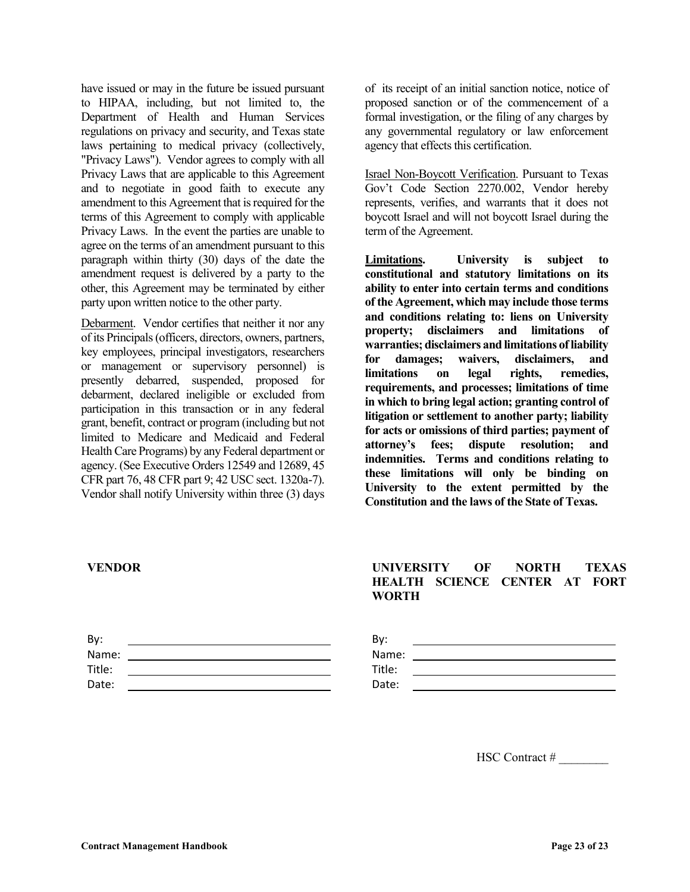have issued or may in the future be issued pursuant to HIPAA, including, but not limited to, the Department of Health and Human Services regulations on privacy and security, and Texas state laws pertaining to medical privacy (collectively, "Privacy Laws"). Vendor agrees to comply with all Privacy Laws that are applicable to this Agreement and to negotiate in good faith to execute any amendment to this Agreement that is required for the terms of this Agreement to comply with applicable Privacy Laws. In the event the parties are unable to agree on the terms of an amendment pursuant to this paragraph within thirty (30) days of the date the amendment request is delivered by a party to the other, this Agreement may be terminated by either party upon written notice to the other party.

Debarment. Vendor certifies that neither it nor any of its Principals (officers, directors, owners, partners, key employees, principal investigators, researchers or management or supervisory personnel) is presently debarred, suspended, proposed for debarment, declared ineligible or excluded from participation in this transaction or in any federal grant, benefit, contract or program (including but not limited to Medicare and Medicaid and Federal Health Care Programs) by any Federal department or agency. (See Executive Orders 12549 and 12689, 45 CFR part 76, 48 CFR part 9; 42 USC sect. 1320a-7). Vendor shall notify University within three (3) days of its receipt of an initial sanction notice, notice of proposed sanction or of the commencement of a formal investigation, or the filing of any charges by any governmental regulatory or law enforcement agency that effects this certification.

Israel Non-Boycott Verification. Pursuant to Texas Gov't Code Section 2270.002, Vendor hereby represents, verifies, and warrants that it does not boycott Israel and will not boycott Israel during the term of the Agreement.

**Limitations. University is subject to constitutional and statutory limitations on its ability to enter into certain terms and conditions of the Agreement, which may include those terms and conditions relating to: liens on University property; disclaimers and limitations of warranties; disclaimers and limitations of liability for damages; waivers, disclaimers, and limitations on legal rights, remedies, requirements, and processes; limitations of time in which to bring legal action; granting control of litigation or settlement to another party; liability for acts or omissions of third parties; payment of attorney's fees; dispute resolution; and indemnities. Terms and conditions relating to these limitations will only be binding on University to the extent permitted by the Constitution and the laws of the State of Texas.**

**VENDOR**

By: ______________________
Name: ______________________
Title: ______________________
Date: ______________________

**UNIVERSITY OF NORTH TEXAS HEALTH SCIENCE CENTER AT FORT WORTH**

By: ______________________
Name: ______________________
Title: ______________________
Date: ______________________

HSC Contract # ________